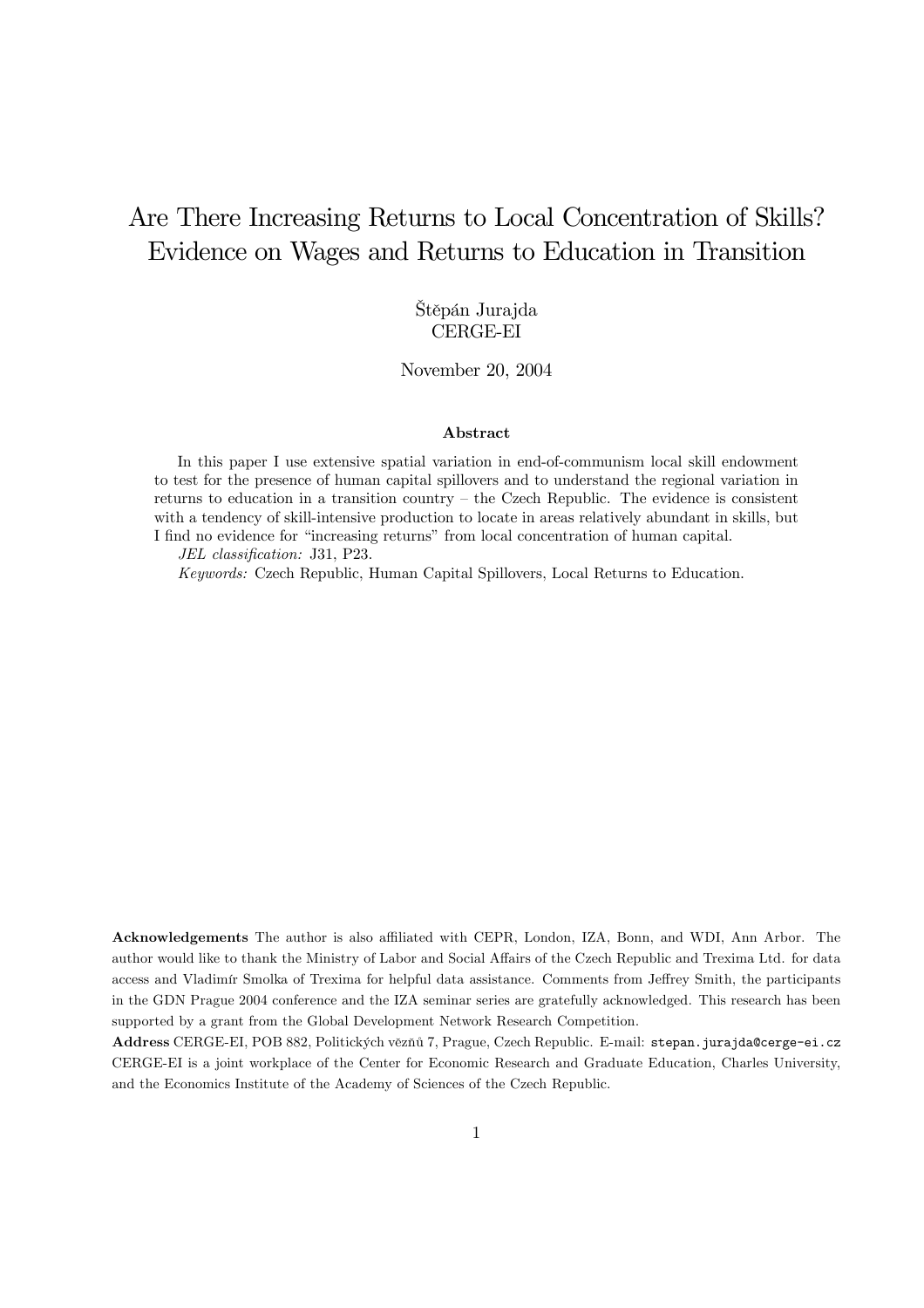# Are There Increasing Returns to Local Concentration of Skills? Evidence on Wages and Returns to Education in Transition

Štěpán Jurajda
CERGE-EI

November 20, 2004

### Abstract

In this paper I use extensive spatial variation in end-of-communism local skill endowment to test for the presence of human capital spillovers and to understand the regional variation in returns to education in a transition country – the Czech Republic. The evidence is consistent with a tendency of skill-intensive production to locate in areas relatively abundant in skills, but I find no evidence for "increasing returns" from local concentration of human capital.

*JEL classification:* J31, P23.

*Keywords:* Czech Republic, Human Capital Spillovers, Local Returns to Education.

**Acknowledgements** The author is also affiliated with CEPR, London, IZA, Bonn, and WDI, Ann Arbor. The author would like to thank the Ministry of Labor and Social Affairs of the Czech Republic and Trexima Ltd. for data access and Vladimír Smolka of Trexima for helpful data assistance. Comments from Jeffrey Smith, the participants in the GDN Prague 2004 conference and the IZA seminar series are gratefully acknowledged. This research has been supported by a grant from the Global Development Network Research Competition.

**Address** CERGE-EI, POB 882, Politických vězňů 7, Prague, Czech Republic. E-mail: `stepan.jurajda@cerge-ei.cz`
CERGE-EI is a joint workplace of the Center for Economic Research and Graduate Education, Charles University, and the Economics Institute of the Academy of Sciences of the Czech Republic.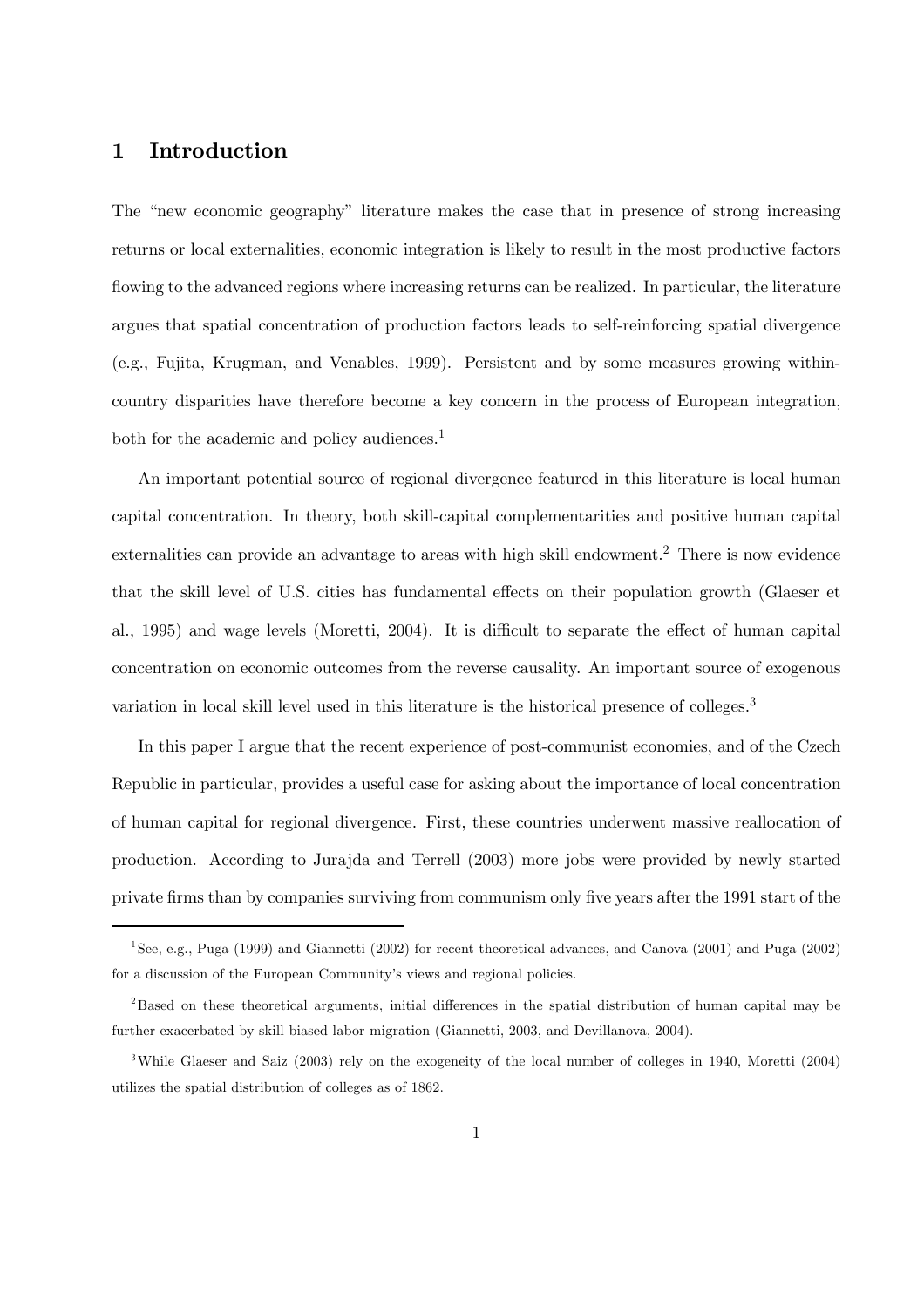# 1 Introduction

The "new economic geography" literature makes the case that in presence of strong increasing returns or local externalities, economic integration is likely to result in the most productive factors flowing to the advanced regions where increasing returns can be realized. In particular, the literature argues that spatial concentration of production factors leads to self-reinforcing spatial divergence (e.g., Fujita, Krugman, and Venables, 1999). Persistent and by some measures growing within-country disparities have therefore become a key concern in the process of European integration, both for the academic and policy audiences.[1]

An important potential source of regional divergence featured in this literature is local human capital concentration. In theory, both skill-capital complementarities and positive human capital externalities can provide an advantage to areas with high skill endowment.[2] There is now evidence that the skill level of U.S. cities has fundamental effects on their population growth (Glaeser et al., 1995) and wage levels (Moretti, 2004). It is difficult to separate the effect of human capital concentration on economic outcomes from the reverse causality. An important source of exogenous variation in local skill level used in this literature is the historical presence of colleges.[3]

In this paper I argue that the recent experience of post-communist economies, and of the Czech Republic in particular, provides a useful case for asking about the importance of local concentration of human capital for regional divergence. First, these countries underwent massive reallocation of production. According to Jurajda and Terrell (2003) more jobs were provided by newly started private firms than by companies surviving from communism only five years after the 1991 start of the

[1] See, e.g., Puga (1999) and Giannetti (2002) for recent theoretical advances, and Canova (2001) and Puga (2002) for a discussion of the European Community's views and regional policies.

[2] Based on these theoretical arguments, initial differences in the spatial distribution of human capital may be further exacerbated by skill-biased labor migration (Giannetti, 2003, and Devillanova, 2004).

[3] While Glaeser and Saiz (2003) rely on the exogeneity of the local number of colleges in 1940, Moretti (2004) utilizes the spatial distribution of colleges as of 1862.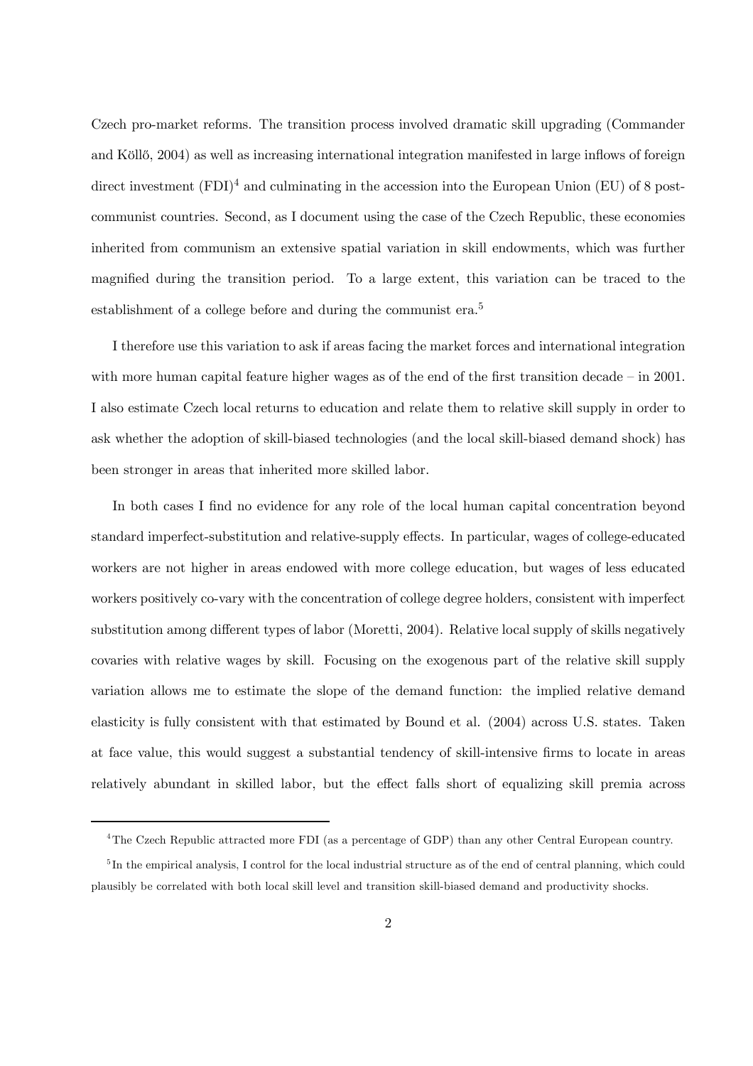Czech pro-market reforms. The transition process involved dramatic skill upgrading (Commander and Köllő, 2004) as well as increasing international integration manifested in large inflows of foreign direct investment (FDI)[4] and culminating in the accession into the European Union (EU) of 8 post-communist countries. Second, as I document using the case of the Czech Republic, these economies inherited from communism an extensive spatial variation in skill endowments, which was further magnified during the transition period. To a large extent, this variation can be traced to the establishment of a college before and during the communist era.[5]

I therefore use this variation to ask if areas facing the market forces and international integration with more human capital feature higher wages as of the end of the first transition decade – in 2001. I also estimate Czech local returns to education and relate them to relative skill supply in order to ask whether the adoption of skill-biased technologies (and the local skill-biased demand shock) has been stronger in areas that inherited more skilled labor.

In both cases I find no evidence for any role of the local human capital concentration beyond standard imperfect-substitution and relative-supply effects. In particular, wages of college-educated workers are not higher in areas endowed with more college education, but wages of less educated workers positively co-vary with the concentration of college degree holders, consistent with imperfect substitution among different types of labor (Moretti, 2004). Relative local supply of skills negatively covaries with relative wages by skill. Focusing on the exogenous part of the relative skill supply variation allows me to estimate the slope of the demand function: the implied relative demand elasticity is fully consistent with that estimated by Bound et al. (2004) across U.S. states. Taken at face value, this would suggest a substantial tendency of skill-intensive firms to locate in areas relatively abundant in skilled labor, but the effect falls short of equalizing skill premia across

---

[4] The Czech Republic attracted more FDI (as a percentage of GDP) than any other Central European country.

[5] In the empirical analysis, I control for the local industrial structure as of the end of central planning, which could plausibly be correlated with both local skill level and transition skill-biased demand and productivity shocks.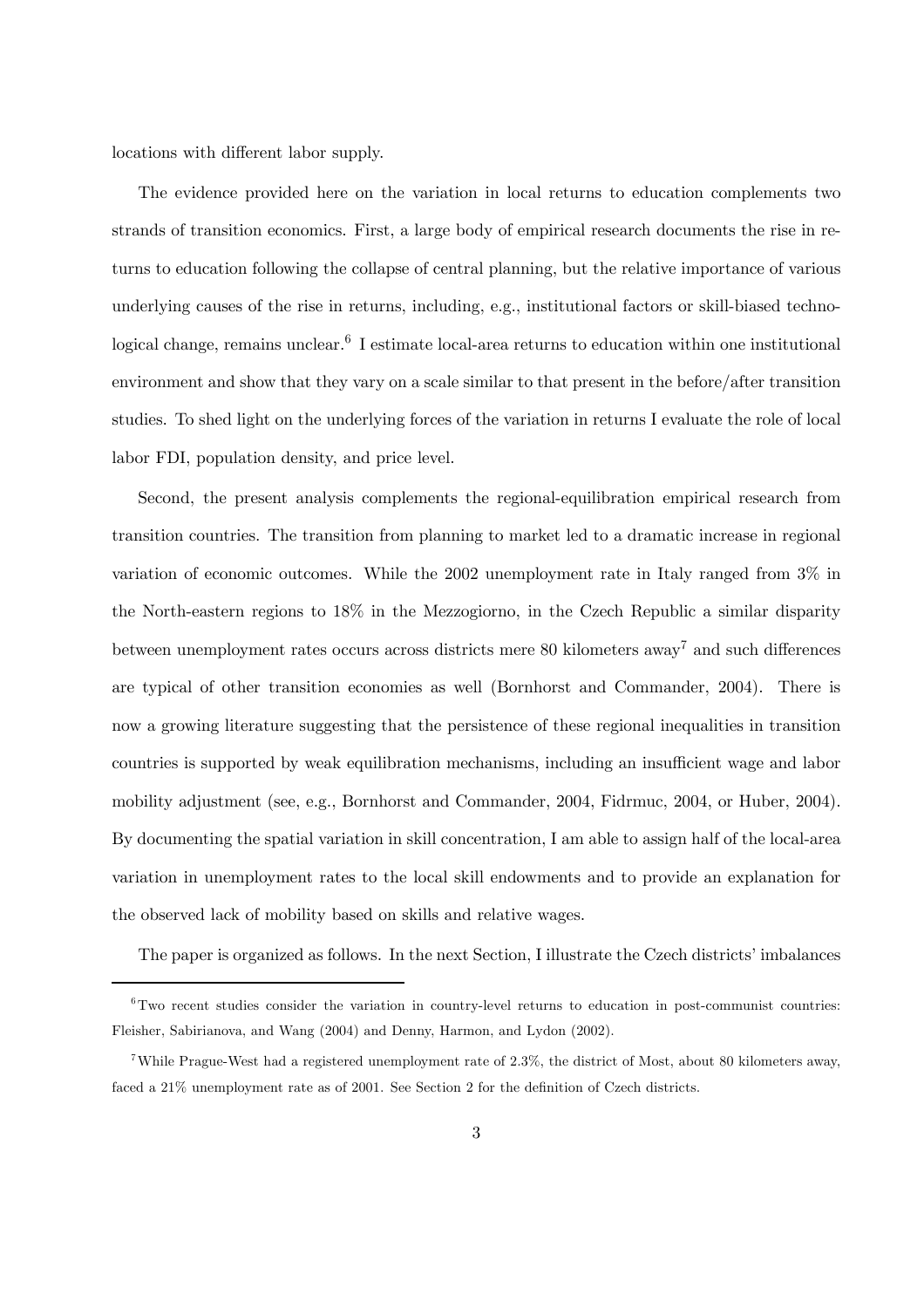locations with different labor supply.

The evidence provided here on the variation in local returns to education complements two strands of transition economics. First, a large body of empirical research documents the rise in returns to education following the collapse of central planning, but the relative importance of various underlying causes of the rise in returns, including, e.g., institutional factors or skill-biased technological change, remains unclear.[6] I estimate local-area returns to education within one institutional environment and show that they vary on a scale similar to that present in the before/after transition studies. To shed light on the underlying forces of the variation in returns I evaluate the role of local labor FDI, population density, and price level.

Second, the present analysis complements the regional-equilibration empirical research from transition countries. The transition from planning to market led to a dramatic increase in regional variation of economic outcomes. While the 2002 unemployment rate in Italy ranged from 3% in the North-eastern regions to 18% in the Mezzogiorno, in the Czech Republic a similar disparity between unemployment rates occurs across districts mere 80 kilometers away[7] and such differences are typical of other transition economies as well (Bornhorst and Commander, 2004). There is now a growing literature suggesting that the persistence of these regional inequalities in transition countries is supported by weak equilibration mechanisms, including an insufficient wage and labor mobility adjustment (see, e.g., Bornhorst and Commander, 2004, Fidrmuc, 2004, or Huber, 2004). By documenting the spatial variation in skill concentration, I am able to assign half of the local-area variation in unemployment rates to the local skill endowments and to provide an explanation for the observed lack of mobility based on skills and relative wages.

The paper is organized as follows. In the next Section, I illustrate the Czech districts' imbalances

---

[6] Two recent studies consider the variation in country-level returns to education in post-communist countries: Fleisher, Sabirianova, and Wang (2004) and Denny, Harmon, and Lydon (2002).

[7] While Prague-West had a registered unemployment rate of 2.3%, the district of Most, about 80 kilometers away, faced a 21% unemployment rate as of 2001. See Section 2 for the definition of Czech districts.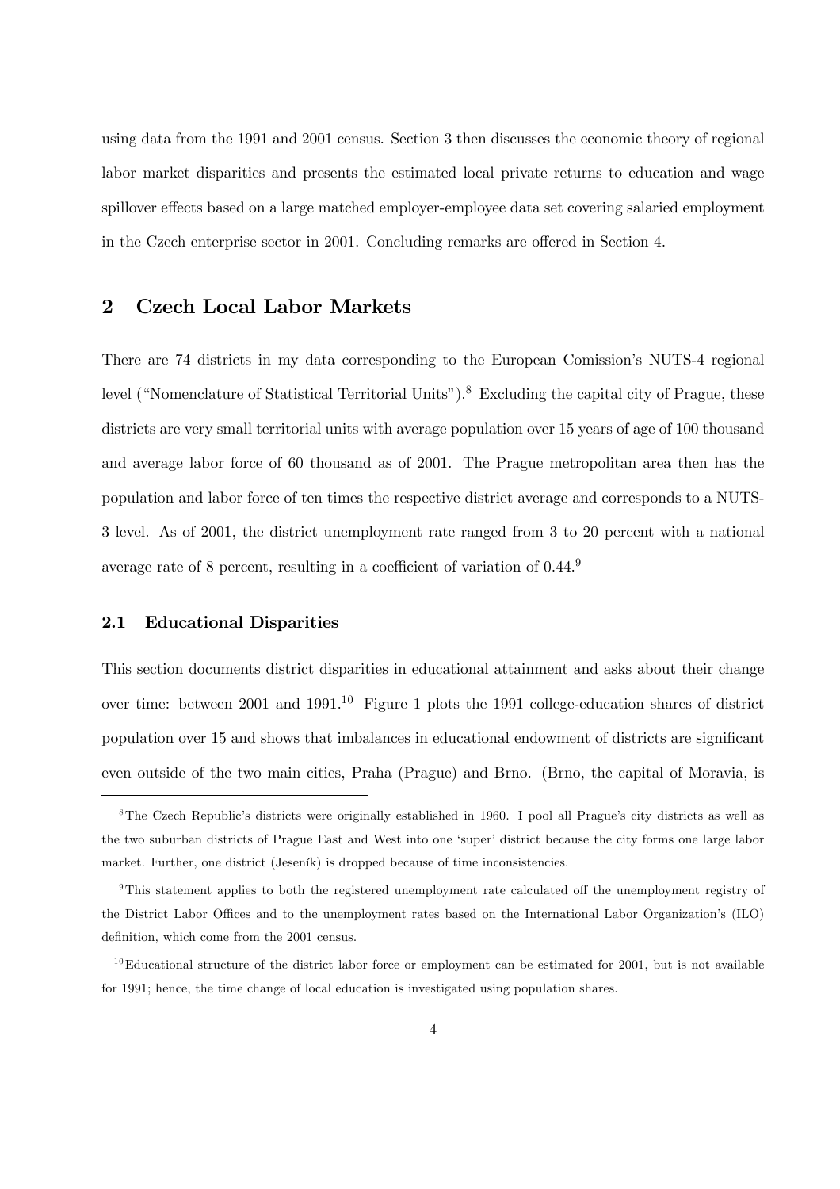using data from the 1991 and 2001 census. Section 3 then discusses the economic theory of regional labor market disparities and presents the estimated local private returns to education and wage spillover effects based on a large matched employer-employee data set covering salaried employment in the Czech enterprise sector in 2001. Concluding remarks are offered in Section 4.

## 2 Czech Local Labor Markets

There are 74 districts in my data corresponding to the European Comission's NUTS-4 regional level ("Nomenclature of Statistical Territorial Units").[8] Excluding the capital city of Prague, these districts are very small territorial units with average population over 15 years of age of 100 thousand and average labor force of 60 thousand as of 2001. The Prague metropolitan area then has the population and labor force of ten times the respective district average and corresponds to a NUTS-3 level. As of 2001, the district unemployment rate ranged from 3 to 20 percent with a national average rate of 8 percent, resulting in a coefficient of variation of 0.44.[9]

### 2.1 Educational Disparities

This section documents district disparities in educational attainment and asks about their change over time: between 2001 and 1991.[10] Figure 1 plots the 1991 college-education shares of district population over 15 and shows that imbalances in educational endowment of districts are significant even outside of the two main cities, Praha (Prague) and Brno. (Brno, the capital of Moravia, is

[8] The Czech Republic's districts were originally established in 1960. I pool all Prague's city districts as well as the two suburban districts of Prague East and West into one 'super' district because the city forms one large labor market. Further, one district (Jeseník) is dropped because of time inconsistencies.

[9] This statement applies to both the registered unemployment rate calculated off the unemployment registry of the District Labor Offices and to the unemployment rates based on the International Labor Organization's (ILO) definition, which come from the 2001 census.

[10] Educational structure of the district labor force or employment can be estimated for 2001, but is not available for 1991; hence, the time change of local education is investigated using population shares.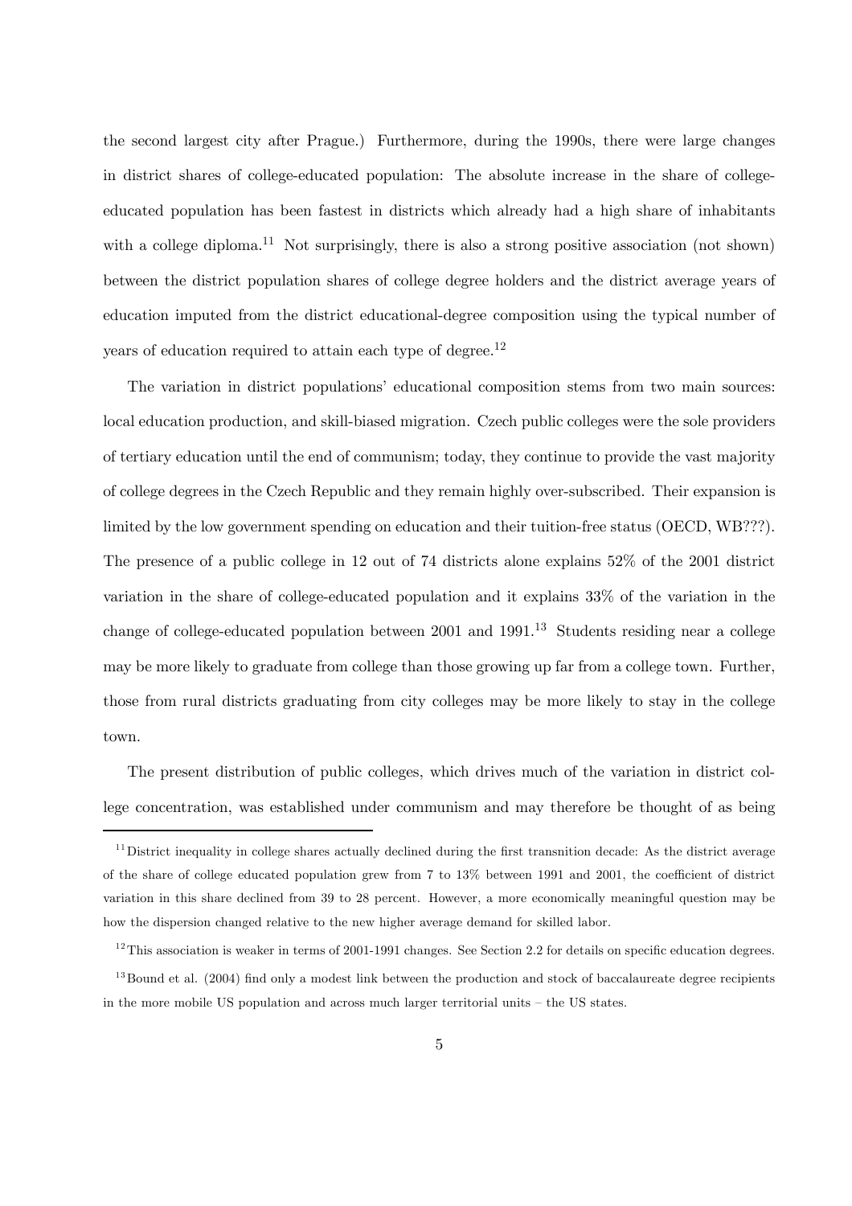the second largest city after Prague.) Furthermore, during the 1990s, there were large changes in district shares of college-educated population: The absolute increase in the share of college-educated population has been fastest in districts which already had a high share of inhabitants with a college diploma.[11] Not surprisingly, there is also a strong positive association (not shown) between the district population shares of college degree holders and the district average years of education imputed from the district educational-degree composition using the typical number of years of education required to attain each type of degree.[12]

The variation in district populations' educational composition stems from two main sources: local education production, and skill-biased migration. Czech public colleges were the sole providers of tertiary education until the end of communism; today, they continue to provide the vast majority of college degrees in the Czech Republic and they remain highly over-subscribed. Their expansion is limited by the low government spending on education and their tuition-free status (OECD, WB???). The presence of a public college in 12 out of 74 districts alone explains 52% of the 2001 district variation in the share of college-educated population and it explains 33% of the variation in the change of college-educated population between 2001 and 1991.[13] Students residing near a college may be more likely to graduate from college than those growing up far from a college town. Further, those from rural districts graduating from city colleges may be more likely to stay in the college town.

The present distribution of public colleges, which drives much of the variation in district college concentration, was established under communism and may therefore be thought of as being

[11] District inequality in college shares actually declined during the first transnition decade: As the district average of the share of college educated population grew from 7 to 13% between 1991 and 2001, the coefficient of district variation in this share declined from 39 to 28 percent. However, a more economically meaningful question may be how the dispersion changed relative to the new higher average demand for skilled labor.

[12] This association is weaker in terms of 2001-1991 changes. See Section 2.2 for details on specific education degrees.

[13] Bound et al. (2004) find only a modest link between the production and stock of baccalaureate degree recipients in the more mobile US population and across much larger territorial units – the US states.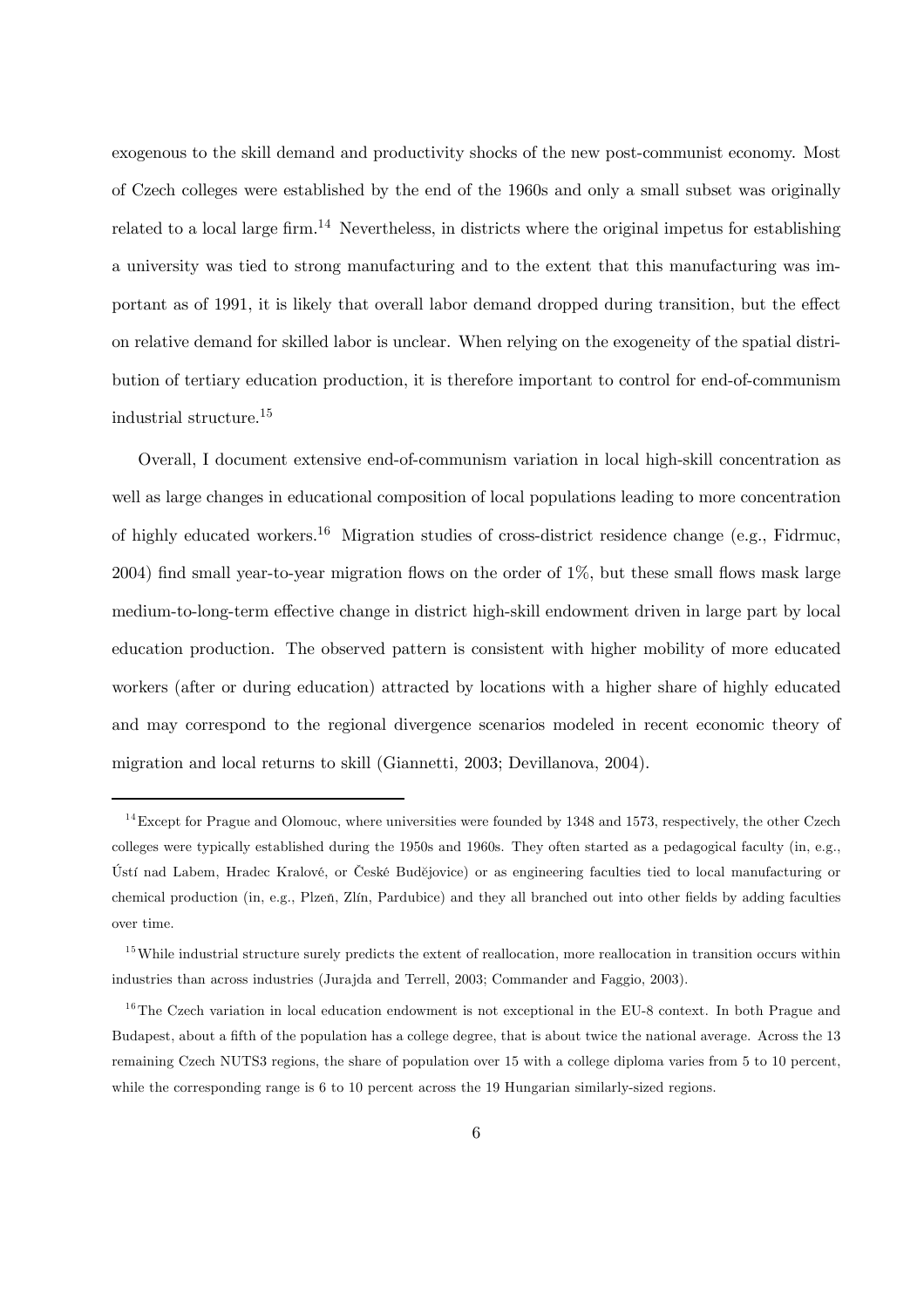exogenous to the skill demand and productivity shocks of the new post-communist economy. Most of Czech colleges were established by the end of the 1960s and only a small subset was originally related to a local large firm.[14] Nevertheless, in districts where the original impetus for establishing a university was tied to strong manufacturing and to the extent that this manufacturing was important as of 1991, it is likely that overall labor demand dropped during transition, but the effect on relative demand for skilled labor is unclear. When relying on the exogeneity of the spatial distribution of tertiary education production, it is therefore important to control for end-of-communism industrial structure.[15]

Overall, I document extensive end-of-communism variation in local high-skill concentration as well as large changes in educational composition of local populations leading to more concentration of highly educated workers.[16] Migration studies of cross-district residence change (e.g., Fidrmuc, 2004) find small year-to-year migration flows on the order of 1%, but these small flows mask large medium-to-long-term effective change in district high-skill endowment driven in large part by local education production. The observed pattern is consistent with higher mobility of more educated workers (after or during education) attracted by locations with a higher share of highly educated and may correspond to the regional divergence scenarios modeled in recent economic theory of migration and local returns to skill (Giannetti, 2003; Devillanova, 2004).

---

[14] Except for Prague and Olomouc, where universities were founded by 1348 and 1573, respectively, the other Czech colleges were typically established during the 1950s and 1960s. They often started as a pedagogical faculty (in, e.g., Ústí nad Labem, Hradec Kralové, or České Budějovice) or as engineering faculties tied to local manufacturing or chemical production (in, e.g., Plzeň, Zlín, Pardubice) and they all branched out into other fields by adding faculties over time.

[15] While industrial structure surely predicts the extent of reallocation, more reallocation in transition occurs within industries than across industries (Jurajda and Terrell, 2003; Commander and Faggio, 2003).

[16] The Czech variation in local education endowment is not exceptional in the EU-8 context. In both Prague and Budapest, about a fifth of the population has a college degree, that is about twice the national average. Across the 13 remaining Czech NUTS3 regions, the share of population over 15 with a college diploma varies from 5 to 10 percent, while the corresponding range is 6 to 10 percent across the 19 Hungarian similarly-sized regions.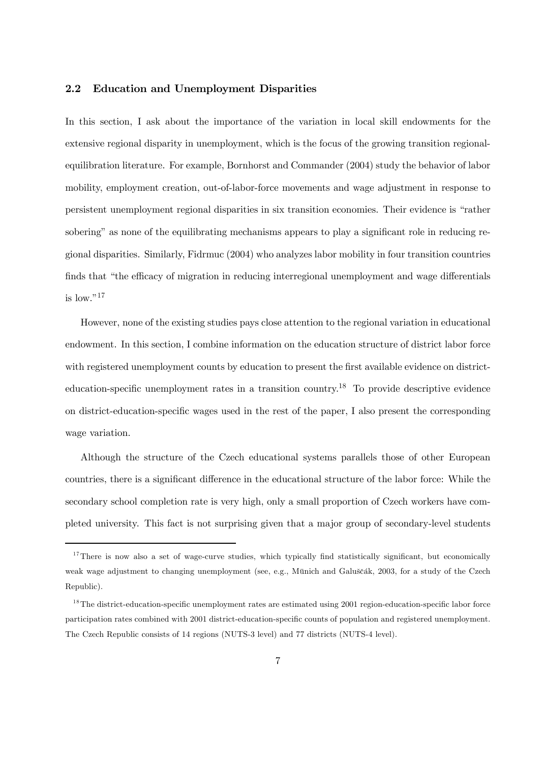## 2.2 Education and Unemployment Disparities

In this section, I ask about the importance of the variation in local skill endowments for the extensive regional disparity in unemployment, which is the focus of the growing transition regional-equilibration literature. For example, Bornhorst and Commander (2004) study the behavior of labor mobility, employment creation, out-of-labor-force movements and wage adjustment in response to persistent unemployment regional disparities in six transition economies. Their evidence is "rather sobering" as none of the equilibrating mechanisms appears to play a significant role in reducing regional disparities. Similarly, Fidrmuc (2004) who analyzes labor mobility in four transition countries finds that "the efficacy of migration in reducing interregional unemployment and wage differentials is low."[17]

However, none of the existing studies pays close attention to the regional variation in educational endowment. In this section, I combine information on the education structure of district labor force with registered unemployment counts by education to present the first available evidence on district-education-specific unemployment rates in a transition country.[18] To provide descriptive evidence on district-education-specific wages used in the rest of the paper, I also present the corresponding wage variation.

Although the structure of the Czech educational systems parallels those of other European countries, there is a significant difference in the educational structure of the labor force: While the secondary school completion rate is very high, only a small proportion of Czech workers have completed university. This fact is not surprising given that a major group of secondary-level students

[17] There is now also a set of wage-curve studies, which typically find statistically significant, but economically weak wage adjustment to changing unemployment (see, e.g., Münich and Galuščák, 2003, for a study of the Czech Republic).

[18] The district-education-specific unemployment rates are estimated using 2001 region-education-specific labor force participation rates combined with 2001 district-education-specific counts of population and registered unemployment. The Czech Republic consists of 14 regions (NUTS-3 level) and 77 districts (NUTS-4 level).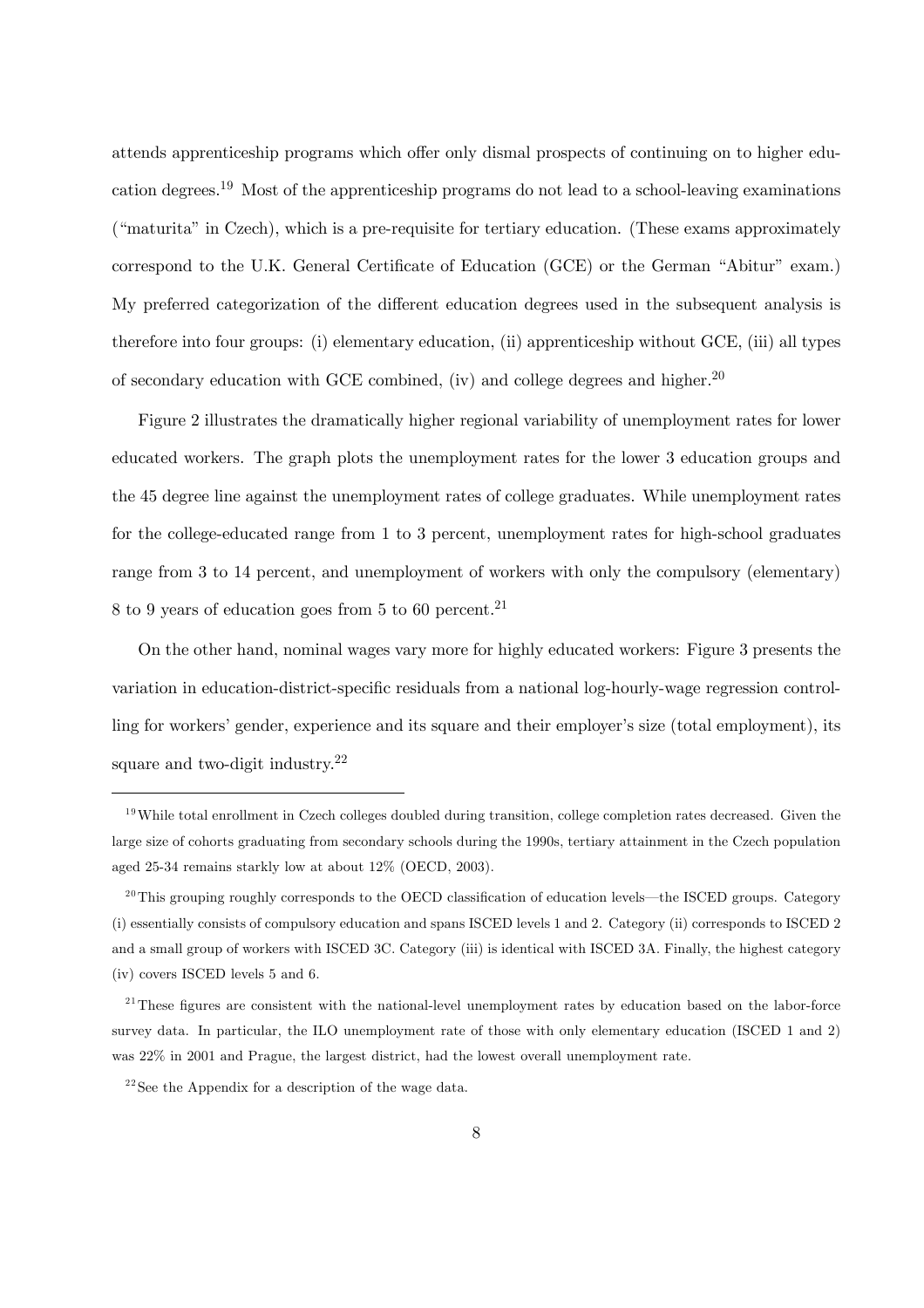attends apprenticeship programs which offer only dismal prospects of continuing on to higher education degrees.[19] Most of the apprenticeship programs do not lead to a school-leaving examinations ("maturita" in Czech), which is a pre-requisite for tertiary education. (These exams approximately correspond to the U.K. General Certificate of Education (GCE) or the German "Abitur" exam.) My preferred categorization of the different education degrees used in the subsequent analysis is therefore into four groups: (i) elementary education, (ii) apprenticeship without GCE, (iii) all types of secondary education with GCE combined, (iv) and college degrees and higher.[20]

Figure 2 illustrates the dramatically higher regional variability of unemployment rates for lower educated workers. The graph plots the unemployment rates for the lower 3 education groups and the 45 degree line against the unemployment rates of college graduates. While unemployment rates for the college-educated range from 1 to 3 percent, unemployment rates for high-school graduates range from 3 to 14 percent, and unemployment of workers with only the compulsory (elementary) 8 to 9 years of education goes from 5 to 60 percent.[21]

On the other hand, nominal wages vary more for highly educated workers: Figure 3 presents the variation in education-district-specific residuals from a national log-hourly-wage regression controlling for workers' gender, experience and its square and their employer's size (total employment), its square and two-digit industry.[22]

---

[19] While total enrollment in Czech colleges doubled during transition, college completion rates decreased. Given the large size of cohorts graduating from secondary schools during the 1990s, tertiary attainment in the Czech population aged 25-34 remains starkly low at about 12% (OECD, 2003).

[20] This grouping roughly corresponds to the OECD classification of education levels—the ISCED groups. Category (i) essentially consists of compulsory education and spans ISCED levels 1 and 2. Category (ii) corresponds to ISCED 2 and a small group of workers with ISCED 3C. Category (iii) is identical with ISCED 3A. Finally, the highest category (iv) covers ISCED levels 5 and 6.

[21] These figures are consistent with the national-level unemployment rates by education based on the labor-force survey data. In particular, the ILO unemployment rate of those with only elementary education (ISCED 1 and 2) was 22% in 2001 and Prague, the largest district, had the lowest overall unemployment rate.

[22] See the Appendix for a description of the wage data.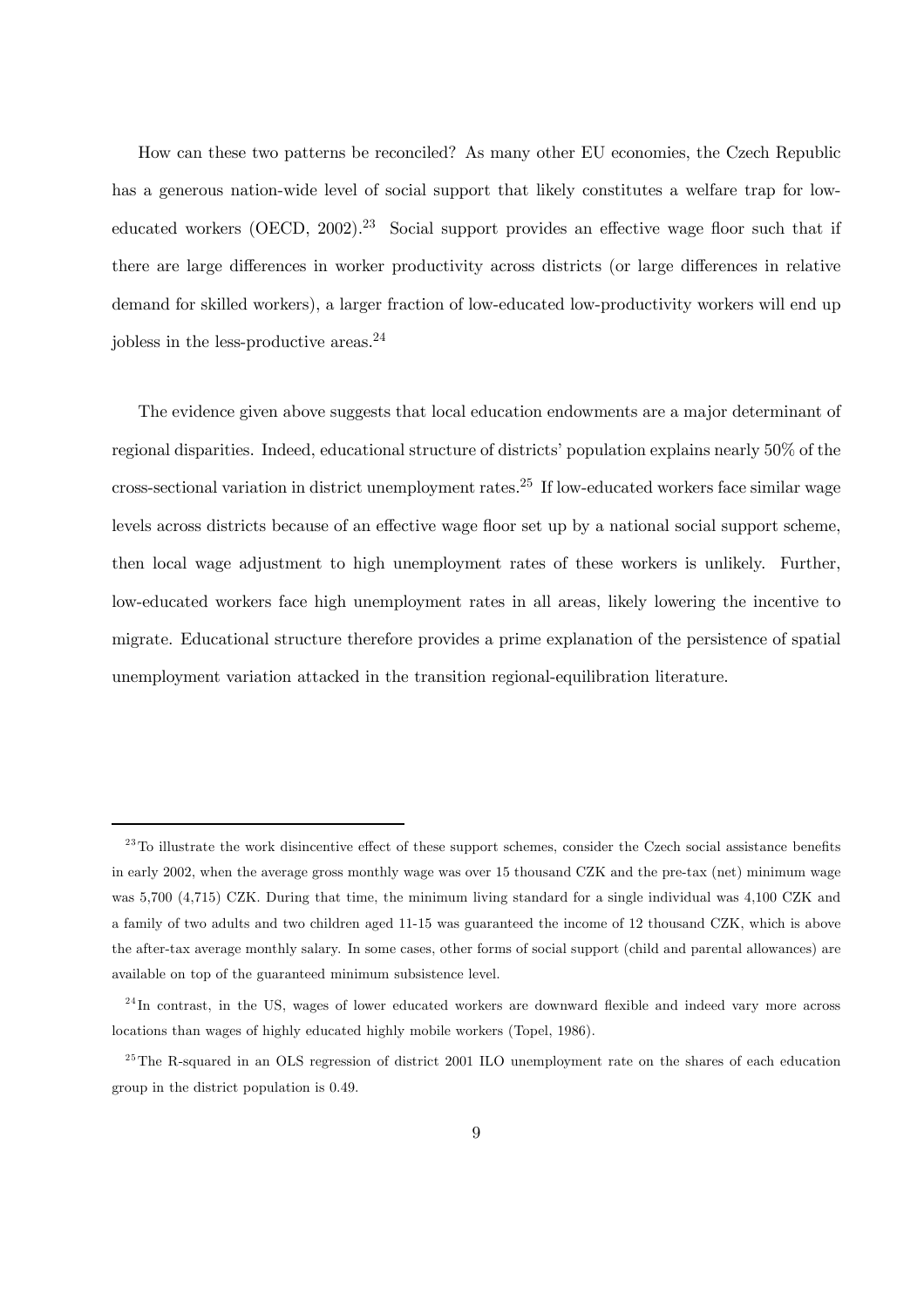How can these two patterns be reconciled? As many other EU economies, the Czech Republic has a generous nation-wide level of social support that likely constitutes a welfare trap for low-educated workers (OECD, 2002).[23] Social support provides an effective wage floor such that if there are large differences in worker productivity across districts (or large differences in relative demand for skilled workers), a larger fraction of low-educated low-productivity workers will end up jobless in the less-productive areas.[24]

The evidence given above suggests that local education endowments are a major determinant of regional disparities. Indeed, educational structure of districts' population explains nearly 50% of the cross-sectional variation in district unemployment rates.[25] If low-educated workers face similar wage levels across districts because of an effective wage floor set up by a national social support scheme, then local wage adjustment to high unemployment rates of these workers is unlikely. Further, low-educated workers face high unemployment rates in all areas, likely lowering the incentive to migrate. Educational structure therefore provides a prime explanation of the persistence of spatial unemployment variation attacked in the transition regional-equilibration literature.

---

[23] To illustrate the work disincentive effect of these support schemes, consider the Czech social assistance benefits in early 2002, when the average gross monthly wage was over 15 thousand CZK and the pre-tax (net) minimum wage was 5,700 (4,715) CZK. During that time, the minimum living standard for a single individual was 4,100 CZK and a family of two adults and two children aged 11-15 was guaranteed the income of 12 thousand CZK, which is above the after-tax average monthly salary. In some cases, other forms of social support (child and parental allowances) are available on top of the guaranteed minimum subsistence level.

[24] In contrast, in the US, wages of lower educated workers are downward flexible and indeed vary more across locations than wages of highly educated highly mobile workers (Topel, 1986).

[25] The R-squared in an OLS regression of district 2001 ILO unemployment rate on the shares of each education group in the district population is 0.49.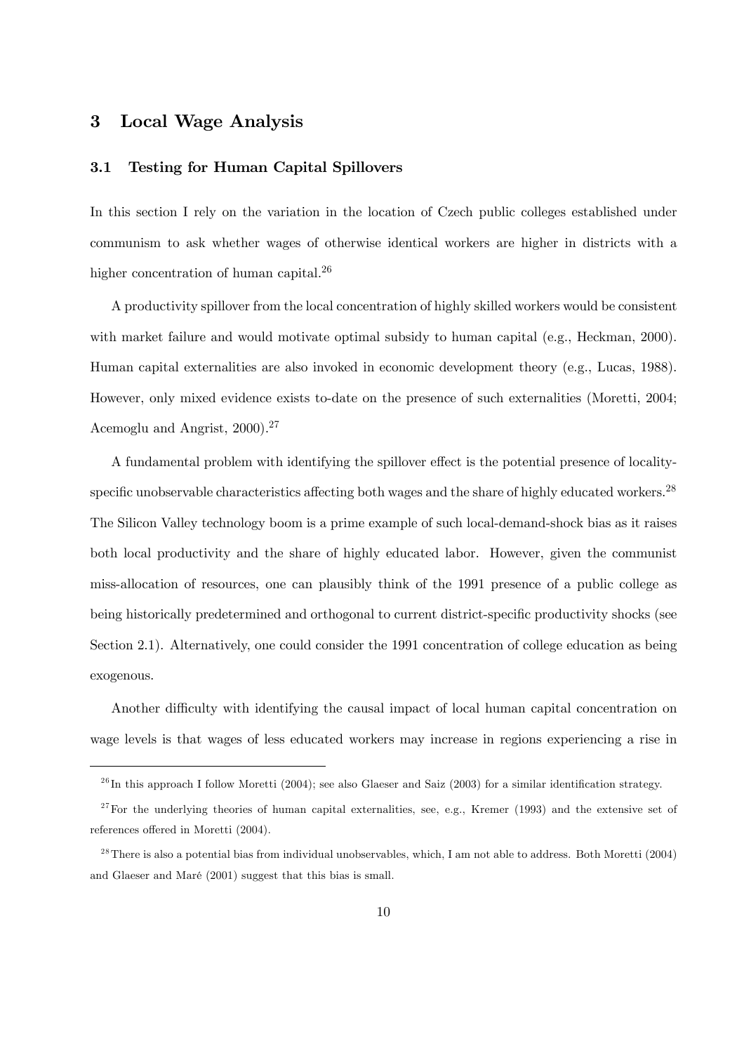# 3 Local Wage Analysis

## 3.1 Testing for Human Capital Spillovers

In this section I rely on the variation in the location of Czech public colleges established under communism to ask whether wages of otherwise identical workers are higher in districts with a higher concentration of human capital.[26]

A productivity spillover from the local concentration of highly skilled workers would be consistent with market failure and would motivate optimal subsidy to human capital (e.g., Heckman, 2000). Human capital externalities are also invoked in economic development theory (e.g., Lucas, 1988). However, only mixed evidence exists to-date on the presence of such externalities (Moretti, 2004; Acemoglu and Angrist, 2000).[27]

A fundamental problem with identifying the spillover effect is the potential presence of locality-specific unobservable characteristics affecting both wages and the share of highly educated workers.[28] The Silicon Valley technology boom is a prime example of such local-demand-shock bias as it raises both local productivity and the share of highly educated labor. However, given the communist miss-allocation of resources, one can plausibly think of the 1991 presence of a public college as being historically predetermined and orthogonal to current district-specific productivity shocks (see Section 2.1). Alternatively, one could consider the 1991 concentration of college education as being exogenous.

Another difficulty with identifying the causal impact of local human capital concentration on wage levels is that wages of less educated workers may increase in regions experiencing a rise in

---

[26] In this approach I follow Moretti (2004); see also Glaeser and Saiz (2003) for a similar identification strategy.

[27] For the underlying theories of human capital externalities, see, e.g., Kremer (1993) and the extensive set of references offered in Moretti (2004).

[28] There is also a potential bias from individual unobservables, which, I am not able to address. Both Moretti (2004) and Glaeser and Maré (2001) suggest that this bias is small.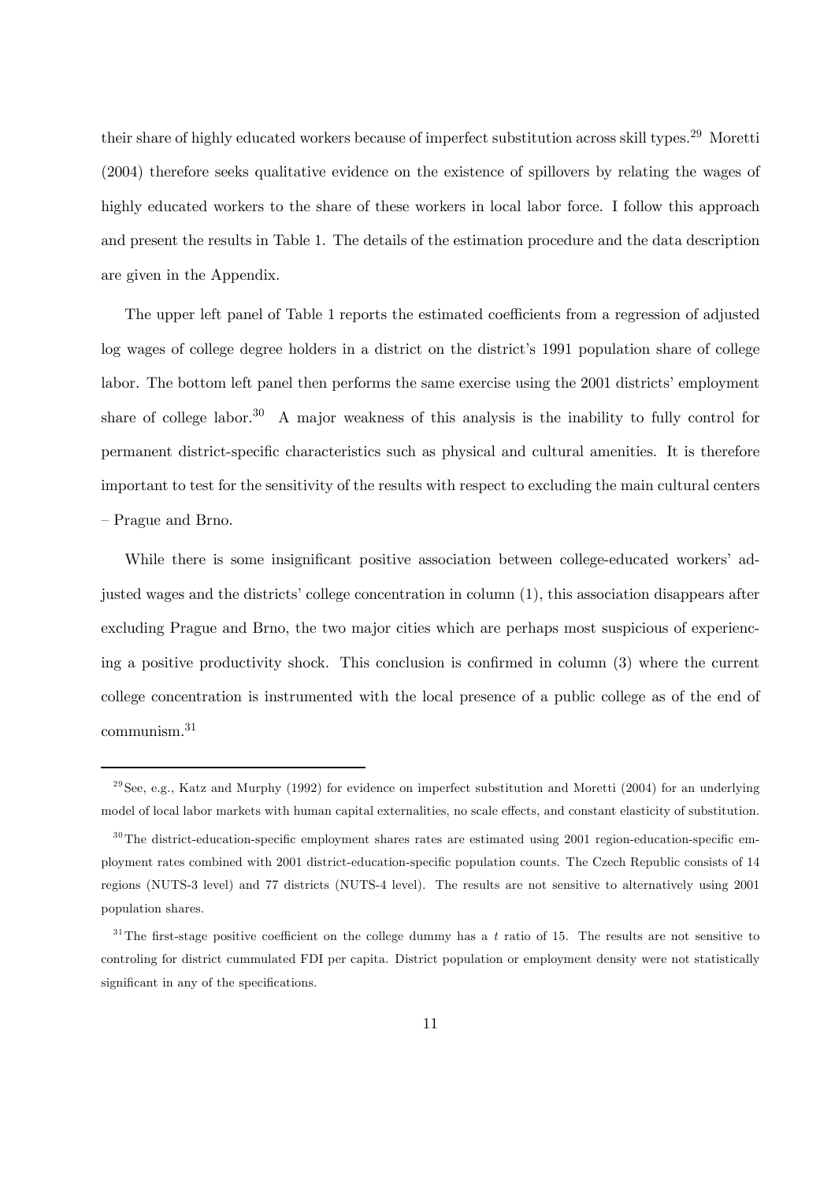their share of highly educated workers because of imperfect substitution across skill types.[29] Moretti (2004) therefore seeks qualitative evidence on the existence of spillovers by relating the wages of highly educated workers to the share of these workers in local labor force. I follow this approach and present the results in Table 1. The details of the estimation procedure and the data description are given in the Appendix.

The upper left panel of Table 1 reports the estimated coefficients from a regression of adjusted log wages of college degree holders in a district on the district's 1991 population share of college labor. The bottom left panel then performs the same exercise using the 2001 districts' employment share of college labor.[30] A major weakness of this analysis is the inability to fully control for permanent district-specific characteristics such as physical and cultural amenities. It is therefore important to test for the sensitivity of the results with respect to excluding the main cultural centers – Prague and Brno.

While there is some insignificant positive association between college-educated workers' adjusted wages and the districts' college concentration in column (1), this association disappears after excluding Prague and Brno, the two major cities which are perhaps most suspicious of experiencing a positive productivity shock. This conclusion is confirmed in column (3) where the current college concentration is instrumented with the local presence of a public college as of the end of communism.[31]

---

[29] See, e.g., Katz and Murphy (1992) for evidence on imperfect substitution and Moretti (2004) for an underlying model of local labor markets with human capital externalities, no scale effects, and constant elasticity of substitution.

[30] The district-education-specific employment shares rates are estimated using 2001 region-education-specific employment rates combined with 2001 district-education-specific population counts. The Czech Republic consists of 14 regions (NUTS-3 level) and 77 districts (NUTS-4 level). The results are not sensitive to alternatively using 2001 population shares.

[31] The first-stage positive coefficient on the college dummy has a $t$ ratio of 15. The results are not sensitive to controling for district cummulated FDI per capita. District population or employment density were not statistically significant in any of the specifications.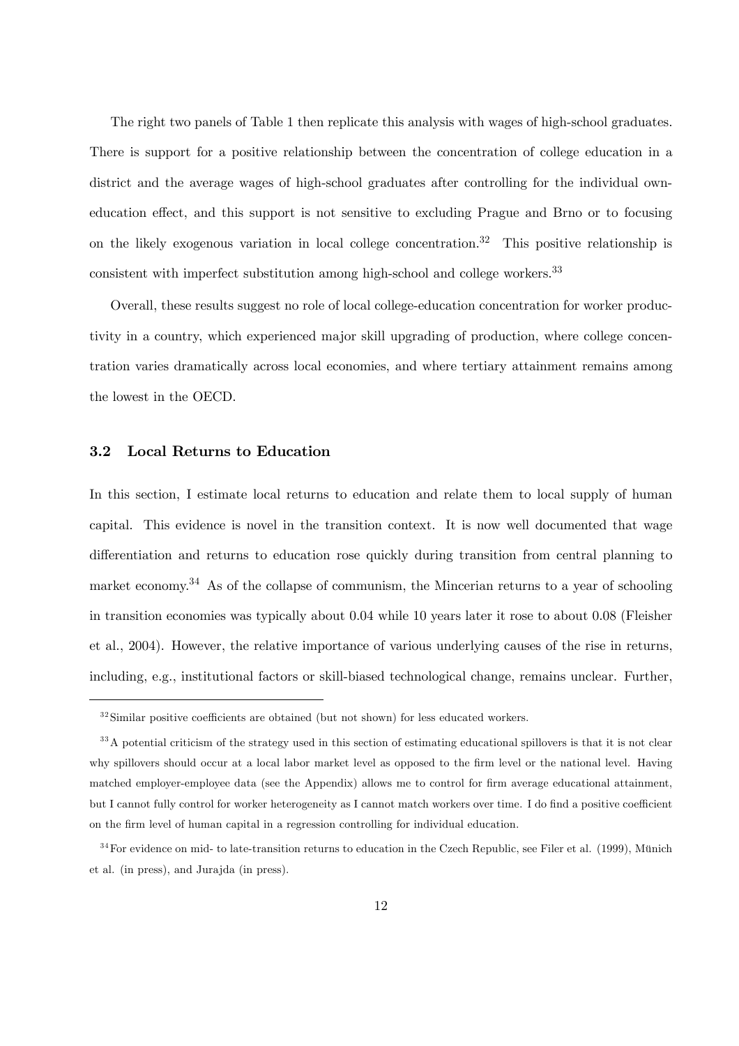The right two panels of Table 1 then replicate this analysis with wages of high-school graduates. There is support for a positive relationship between the concentration of college education in a district and the average wages of high-school graduates after controlling for the individual own-education effect, and this support is not sensitive to excluding Prague and Brno or to focusing on the likely exogenous variation in local college concentration.[32] This positive relationship is consistent with imperfect substitution among high-school and college workers.[33]

Overall, these results suggest no role of local college-education concentration for worker productivity in a country, which experienced major skill upgrading of production, where college concentration varies dramatically across local economies, and where tertiary attainment remains among the lowest in the OECD.

### 3.2 Local Returns to Education

In this section, I estimate local returns to education and relate them to local supply of human capital. This evidence is novel in the transition context. It is now well documented that wage differentiation and returns to education rose quickly during transition from central planning to market economy.[34] As of the collapse of communism, the Mincerian returns to a year of schooling in transition economies was typically about 0.04 while 10 years later it rose to about 0.08 (Fleisher et al., 2004). However, the relative importance of various underlying causes of the rise in returns, including, e.g., institutional factors or skill-biased technological change, remains unclear. Further,

---

[32] Similar positive coefficients are obtained (but not shown) for less educated workers.

[33] A potential criticism of the strategy used in this section of estimating educational spillovers is that it is not clear why spillovers should occur at a local labor market level as opposed to the firm level or the national level. Having matched employer-employee data (see the Appendix) allows me to control for firm average educational attainment, but I cannot fully control for worker heterogeneity as I cannot match workers over time. I do find a positive coefficient on the firm level of human capital in a regression controlling for individual education.

[34] For evidence on mid- to late-transition returns to education in the Czech Republic, see Filer et al. (1999), Münich et al. (in press), and Jurajda (in press).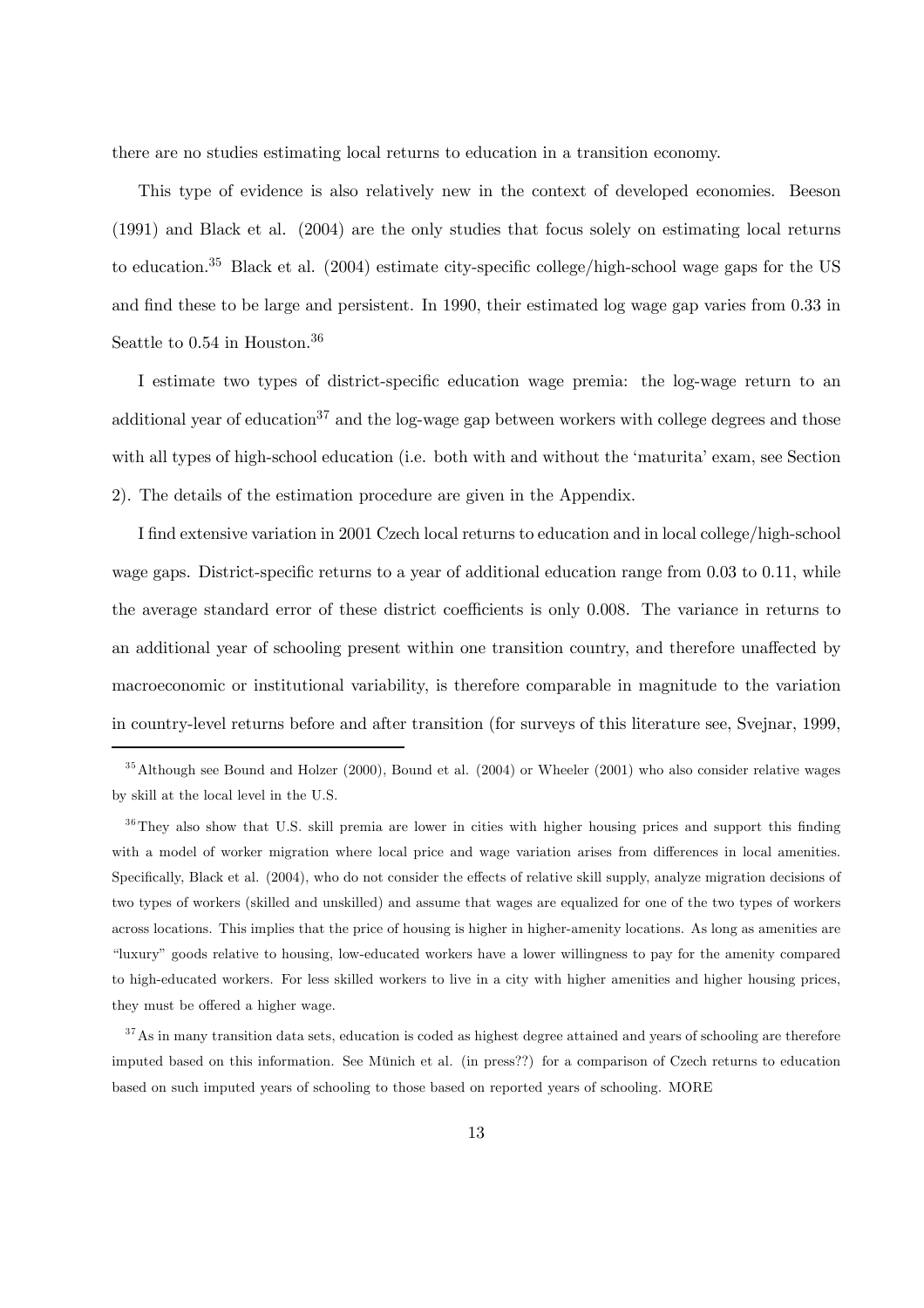there are no studies estimating local returns to education in a transition economy.

This type of evidence is also relatively new in the context of developed economies. Beeson (1991) and Black et al. (2004) are the only studies that focus solely on estimating local returns to education.[35] Black et al. (2004) estimate city-specific college/high-school wage gaps for the US and find these to be large and persistent. In 1990, their estimated log wage gap varies from 0.33 in Seattle to 0.54 in Houston.[36]

I estimate two types of district-specific education wage premia: the log-wage return to an additional year of education[37] and the log-wage gap between workers with college degrees and those with all types of high-school education (i.e. both with and without the 'maturita' exam, see Section 2). The details of the estimation procedure are given in the Appendix.

I find extensive variation in 2001 Czech local returns to education and in local college/high-school wage gaps. District-specific returns to a year of additional education range from 0.03 to 0.11, while the average standard error of these district coefficients is only 0.008. The variance in returns to an additional year of schooling present within one transition country, and therefore unaffected by macroeconomic or institutional variability, is therefore comparable in magnitude to the variation in country-level returns before and after transition (for surveys of this literature see, Svejnar, 1999,

---

[35] Although see Bound and Holzer (2000), Bound et al. (2004) or Wheeler (2001) who also consider relative wages by skill at the local level in the U.S.

[36] They also show that U.S. skill premia are lower in cities with higher housing prices and support this finding with a model of worker migration where local price and wage variation arises from differences in local amenities. Specifically, Black et al. (2004), who do not consider the effects of relative skill supply, analyze migration decisions of two types of workers (skilled and unskilled) and assume that wages are equalized for one of the two types of workers across locations. This implies that the price of housing is higher in higher-amenity locations. As long as amenities are "luxury" goods relative to housing, low-educated workers have a lower willingness to pay for the amenity compared to high-educated workers. For less skilled workers to live in a city with higher amenities and higher housing prices, they must be offered a higher wage.

[37] As in many transition data sets, education is coded as highest degree attained and years of schooling are therefore imputed based on this information. See Münich et al. (in press??) for a comparison of Czech returns to education based on such imputed years of schooling to those based on reported years of schooling. MORE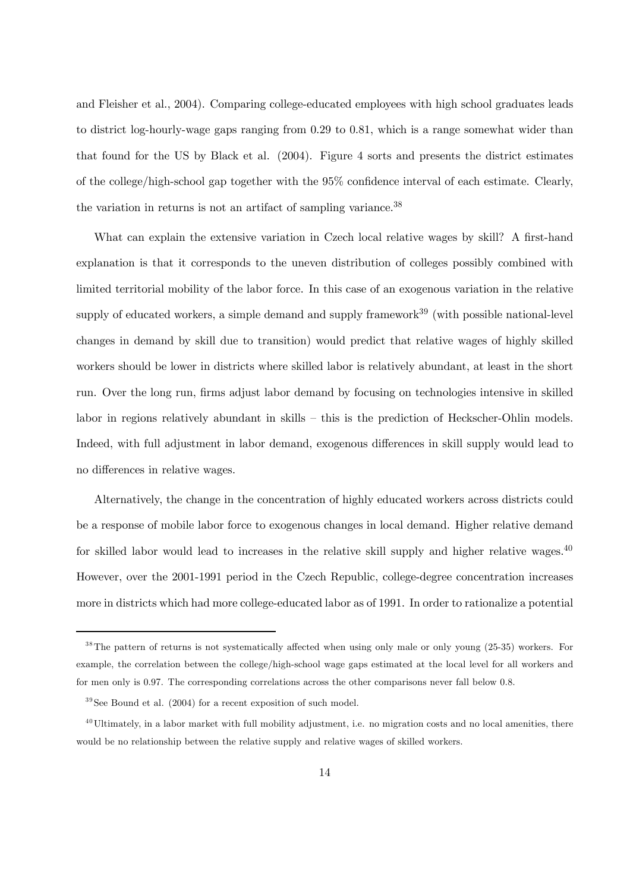and Fleisher et al., 2004). Comparing college-educated employees with high school graduates leads to district log-hourly-wage gaps ranging from 0.29 to 0.81, which is a range somewhat wider than that found for the US by Black et al. (2004). Figure 4 sorts and presents the district estimates of the college/high-school gap together with the 95% confidence interval of each estimate. Clearly, the variation in returns is not an artifact of sampling variance.[38]

What can explain the extensive variation in Czech local relative wages by skill? A first-hand explanation is that it corresponds to the uneven distribution of colleges possibly combined with limited territorial mobility of the labor force. In this case of an exogenous variation in the relative supply of educated workers, a simple demand and supply framework[39] (with possible national-level changes in demand by skill due to transition) would predict that relative wages of highly skilled workers should be lower in districts where skilled labor is relatively abundant, at least in the short run. Over the long run, firms adjust labor demand by focusing on technologies intensive in skilled labor in regions relatively abundant in skills – this is the prediction of Heckscher-Ohlin models. Indeed, with full adjustment in labor demand, exogenous differences in skill supply would lead to no differences in relative wages.

Alternatively, the change in the concentration of highly educated workers across districts could be a response of mobile labor force to exogenous changes in local demand. Higher relative demand for skilled labor would lead to increases in the relative skill supply and higher relative wages.[40] However, over the 2001-1991 period in the Czech Republic, college-degree concentration increases more in districts which had more college-educated labor as of 1991. In order to rationalize a potential

---

[38] The pattern of returns is not systematically affected when using only male or only young (25-35) workers. For example, the correlation between the college/high-school wage gaps estimated at the local level for all workers and for men only is 0.97. The corresponding correlations across the other comparisons never fall below 0.8.

[39] See Bound et al. (2004) for a recent exposition of such model.

[40] Ultimately, in a labor market with full mobility adjustment, i.e. no migration costs and no local amenities, there would be no relationship between the relative supply and relative wages of skilled workers.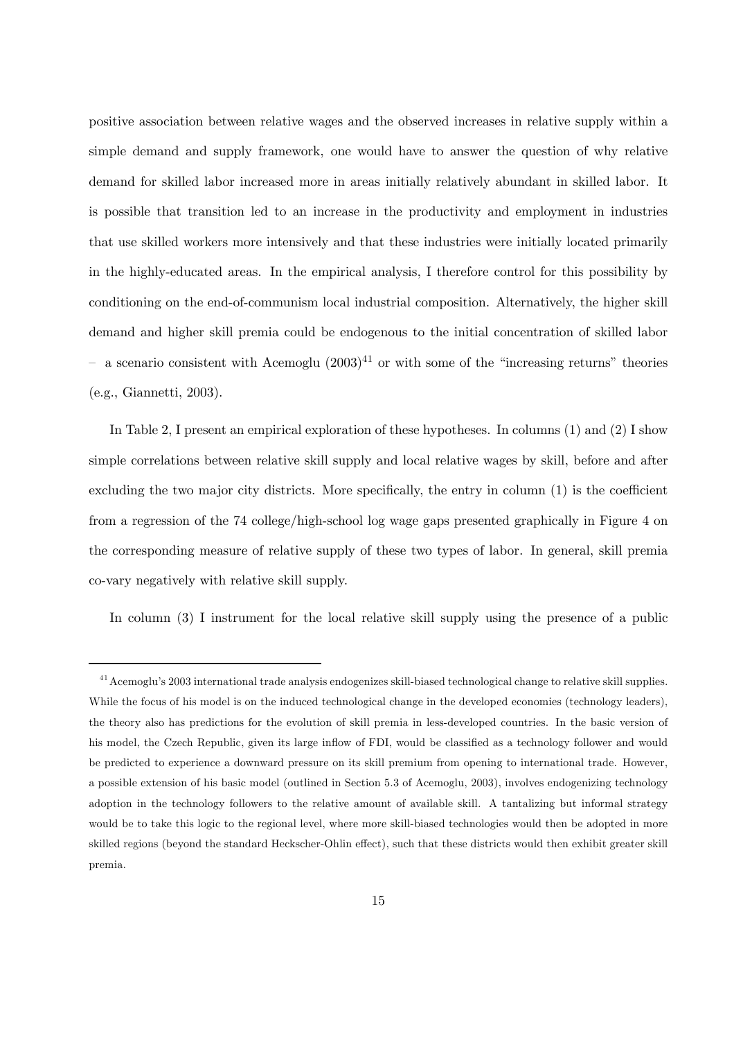positive association between relative wages and the observed increases in relative supply within a simple demand and supply framework, one would have to answer the question of why relative demand for skilled labor increased more in areas initially relatively abundant in skilled labor. It is possible that transition led to an increase in the productivity and employment in industries that use skilled workers more intensively and that these industries were initially located primarily in the highly-educated areas. In the empirical analysis, I therefore control for this possibility by conditioning on the end-of-communism local industrial composition. Alternatively, the higher skill demand and higher skill premia could be endogenous to the initial concentration of skilled labor – a scenario consistent with Acemoglu (2003)[41] or with some of the "increasing returns" theories (e.g., Giannetti, 2003).

In Table 2, I present an empirical exploration of these hypotheses. In columns (1) and (2) I show simple correlations between relative skill supply and local relative wages by skill, before and after excluding the two major city districts. More specifically, the entry in column (1) is the coefficient from a regression of the 74 college/high-school log wage gaps presented graphically in Figure 4 on the corresponding measure of relative supply of these two types of labor. In general, skill premia co-vary negatively with relative skill supply.

In column (3) I instrument for the local relative skill supply using the presence of a public

---

[41] Acemoglu's 2003 international trade analysis endogenizes skill-biased technological change to relative skill supplies. While the focus of his model is on the induced technological change in the developed economies (technology leaders), the theory also has predictions for the evolution of skill premia in less-developed countries. In the basic version of his model, the Czech Republic, given its large inflow of FDI, would be classified as a technology follower and would be predicted to experience a downward pressure on its skill premium from opening to international trade. However, a possible extension of his basic model (outlined in Section 5.3 of Acemoglu, 2003), involves endogenizing technology adoption in the technology followers to the relative amount of available skill. A tantalizing but informal strategy would be to take this logic to the regional level, where more skill-biased technologies would then be adopted in more skilled regions (beyond the standard Heckscher-Ohlin effect), such that these districts would then exhibit greater skill premia.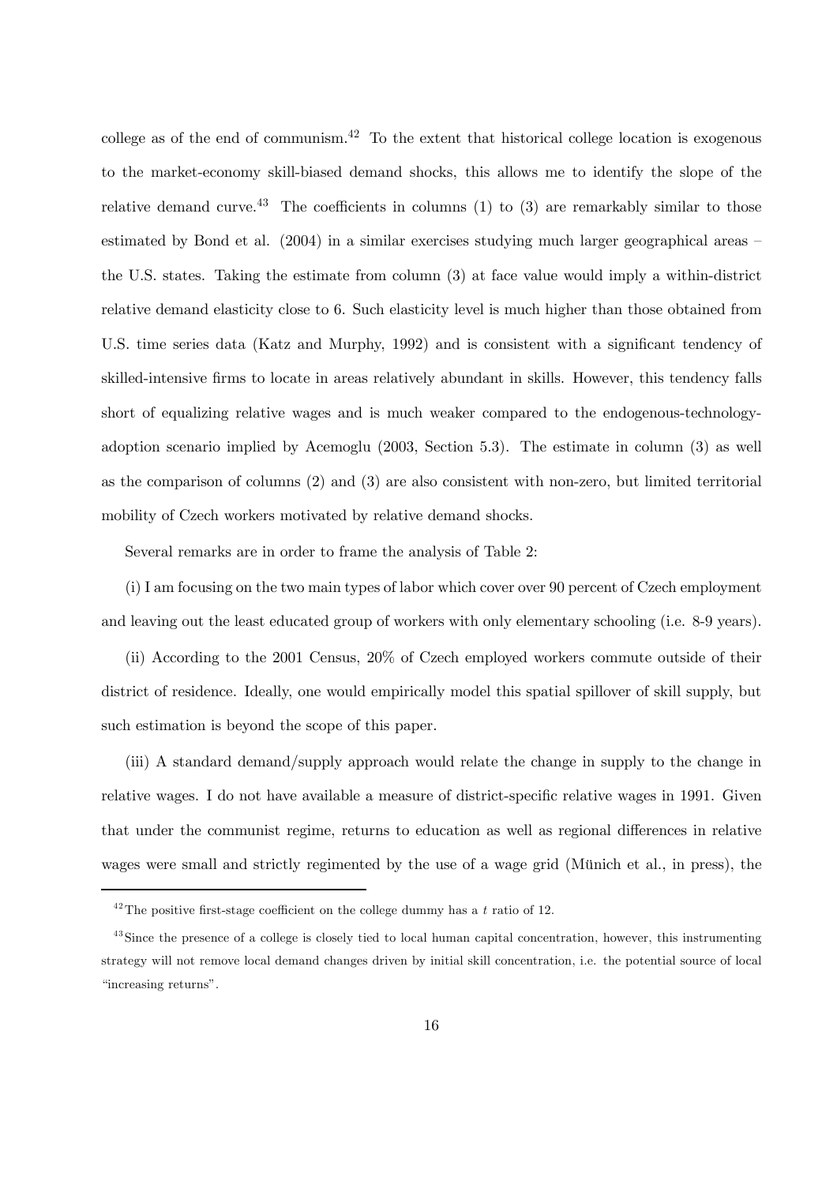college as of the end of communism.[42] To the extent that historical college location is exogenous to the market-economy skill-biased demand shocks, this allows me to identify the slope of the relative demand curve.[43] The coefficients in columns (1) to (3) are remarkably similar to those estimated by Bond et al. (2004) in a similar exercises studying much larger geographical areas – the U.S. states. Taking the estimate from column (3) at face value would imply a within-district relative demand elasticity close to 6. Such elasticity level is much higher than those obtained from U.S. time series data (Katz and Murphy, 1992) and is consistent with a significant tendency of skilled-intensive firms to locate in areas relatively abundant in skills. However, this tendency falls short of equalizing relative wages and is much weaker compared to the endogenous-technology-adoption scenario implied by Acemoglu (2003, Section 5.3). The estimate in column (3) as well as the comparison of columns (2) and (3) are also consistent with non-zero, but limited territorial mobility of Czech workers motivated by relative demand shocks.

Several remarks are in order to frame the analysis of Table 2:

(i) I am focusing on the two main types of labor which cover over 90 percent of Czech employment and leaving out the least educated group of workers with only elementary schooling (i.e. 8-9 years).

(ii) According to the 2001 Census, 20% of Czech employed workers commute outside of their district of residence. Ideally, one would empirically model this spatial spillover of skill supply, but such estimation is beyond the scope of this paper.

(iii) A standard demand/supply approach would relate the change in supply to the change in relative wages. I do not have available a measure of district-specific relative wages in 1991. Given that under the communist regime, returns to education as well as regional differences in relative wages were small and strictly regimented by the use of a wage grid (Münich et al., in press), the

---

[42] The positive first-stage coefficient on the college dummy has a $t$ ratio of 12.

[43] Since the presence of a college is closely tied to local human capital concentration, however, this instrumenting strategy will not remove local demand changes driven by initial skill concentration, i.e. the potential source of local "increasing returns".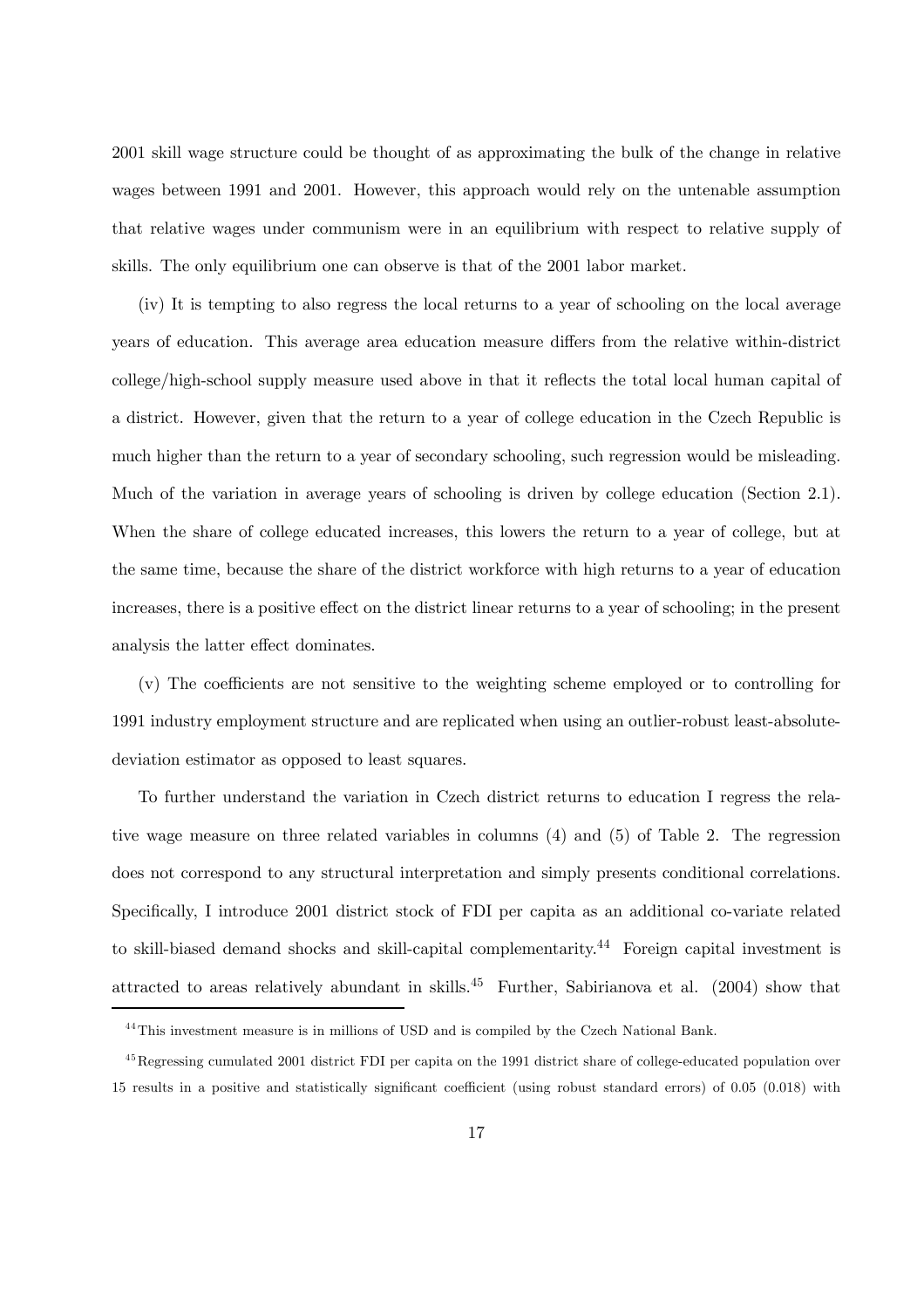2001 skill wage structure could be thought of as approximating the bulk of the change in relative wages between 1991 and 2001. However, this approach would rely on the untenable assumption that relative wages under communism were in an equilibrium with respect to relative supply of skills. The only equilibrium one can observe is that of the 2001 labor market.

(iv) It is tempting to also regress the local returns to a year of schooling on the local average years of education. This average area education measure differs from the relative within-district college/high-school supply measure used above in that it reflects the total local human capital of a district. However, given that the return to a year of college education in the Czech Republic is much higher than the return to a year of secondary schooling, such regression would be misleading. Much of the variation in average years of schooling is driven by college education (Section 2.1). When the share of college educated increases, this lowers the return to a year of college, but at the same time, because the share of the district workforce with high returns to a year of education increases, there is a positive effect on the district linear returns to a year of schooling; in the present analysis the latter effect dominates.

(v) The coefficients are not sensitive to the weighting scheme employed or to controlling for 1991 industry employment structure and are replicated when using an outlier-robust least-absolute-deviation estimator as opposed to least squares.

To further understand the variation in Czech district returns to education I regress the relative wage measure on three related variables in columns (4) and (5) of Table 2. The regression does not correspond to any structural interpretation and simply presents conditional correlations. Specifically, I introduce 2001 district stock of FDI per capita as an additional co-variate related to skill-biased demand shocks and skill-capital complementarity.[44] Foreign capital investment is attracted to areas relatively abundant in skills.[45] Further, Sabirianova et al. (2004) show that

[44] This investment measure is in millions of USD and is compiled by the Czech National Bank.

[45] Regressing cumulated 2001 district FDI per capita on the 1991 district share of college-educated population over 15 results in a positive and statistically significant coefficient (using robust standard errors) of 0.05 (0.018) with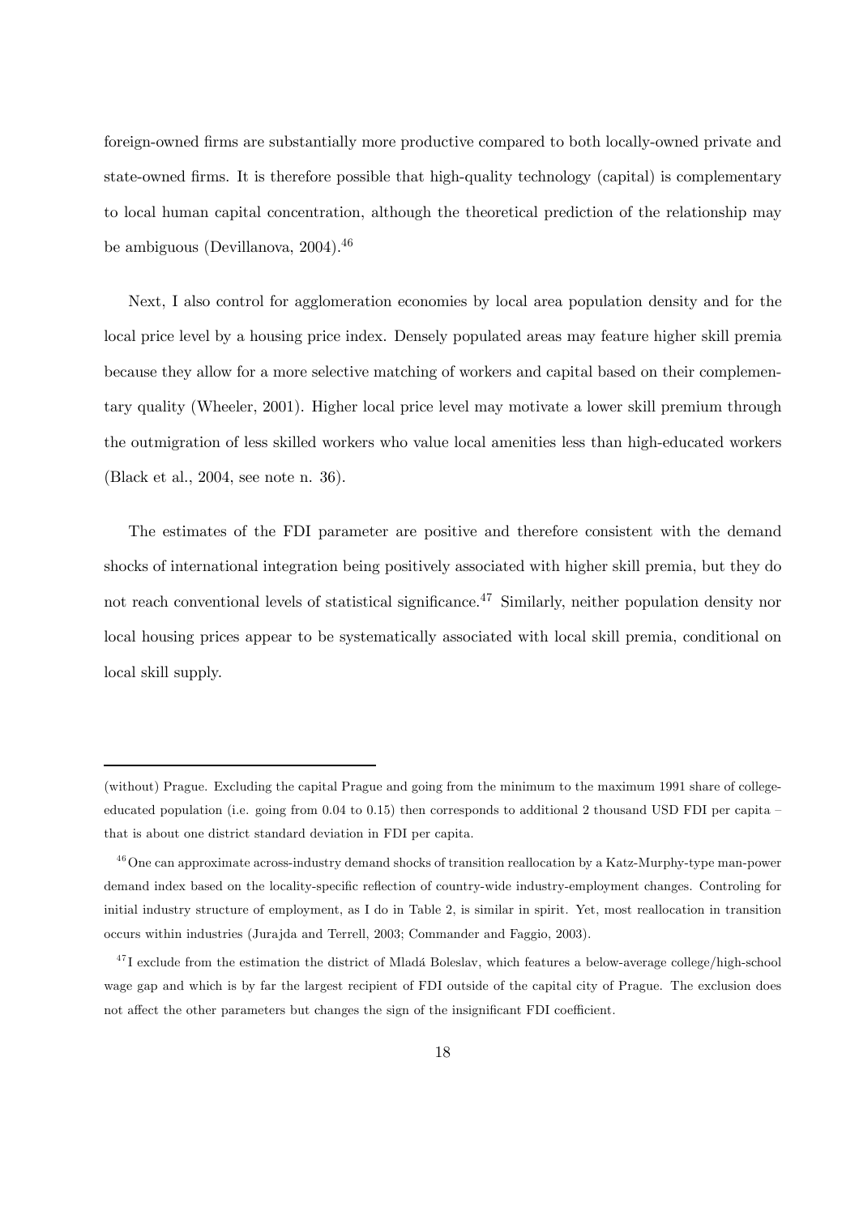foreign-owned firms are substantially more productive compared to both locally-owned private and state-owned firms. It is therefore possible that high-quality technology (capital) is complementary to local human capital concentration, although the theoretical prediction of the relationship may be ambiguous (Devillanova, 2004).[46]

Next, I also control for agglomeration economies by local area population density and for the local price level by a housing price index. Densely populated areas may feature higher skill premia because they allow for a more selective matching of workers and capital based on their complementary quality (Wheeler, 2001). Higher local price level may motivate a lower skill premium through the outmigration of less skilled workers who value local amenities less than high-educated workers (Black et al., 2004, see note n. 36).

The estimates of the FDI parameter are positive and therefore consistent with the demand shocks of international integration being positively associated with higher skill premia, but they do not reach conventional levels of statistical significance.[47] Similarly, neither population density nor local housing prices appear to be systematically associated with local skill premia, conditional on local skill supply.

---

(without) Prague. Excluding the capital Prague and going from the minimum to the maximum 1991 share of college-educated population (i.e. going from 0.04 to 0.15) then corresponds to additional 2 thousand USD FDI per capita – that is about one district standard deviation in FDI per capita.

[46] One can approximate across-industry demand shocks of transition reallocation by a Katz-Murphy-type man-power demand index based on the locality-specific reflection of country-wide industry-employment changes. Controling for initial industry structure of employment, as I do in Table 2, is similar in spirit. Yet, most reallocation in transition occurs within industries (Jurajda and Terrell, 2003; Commander and Faggio, 2003).

[47] I exclude from the estimation the district of Mladá Boleslav, which features a below-average college/high-school wage gap and which is by far the largest recipient of FDI outside of the capital city of Prague. The exclusion does not affect the other parameters but changes the sign of the insignificant FDI coefficient.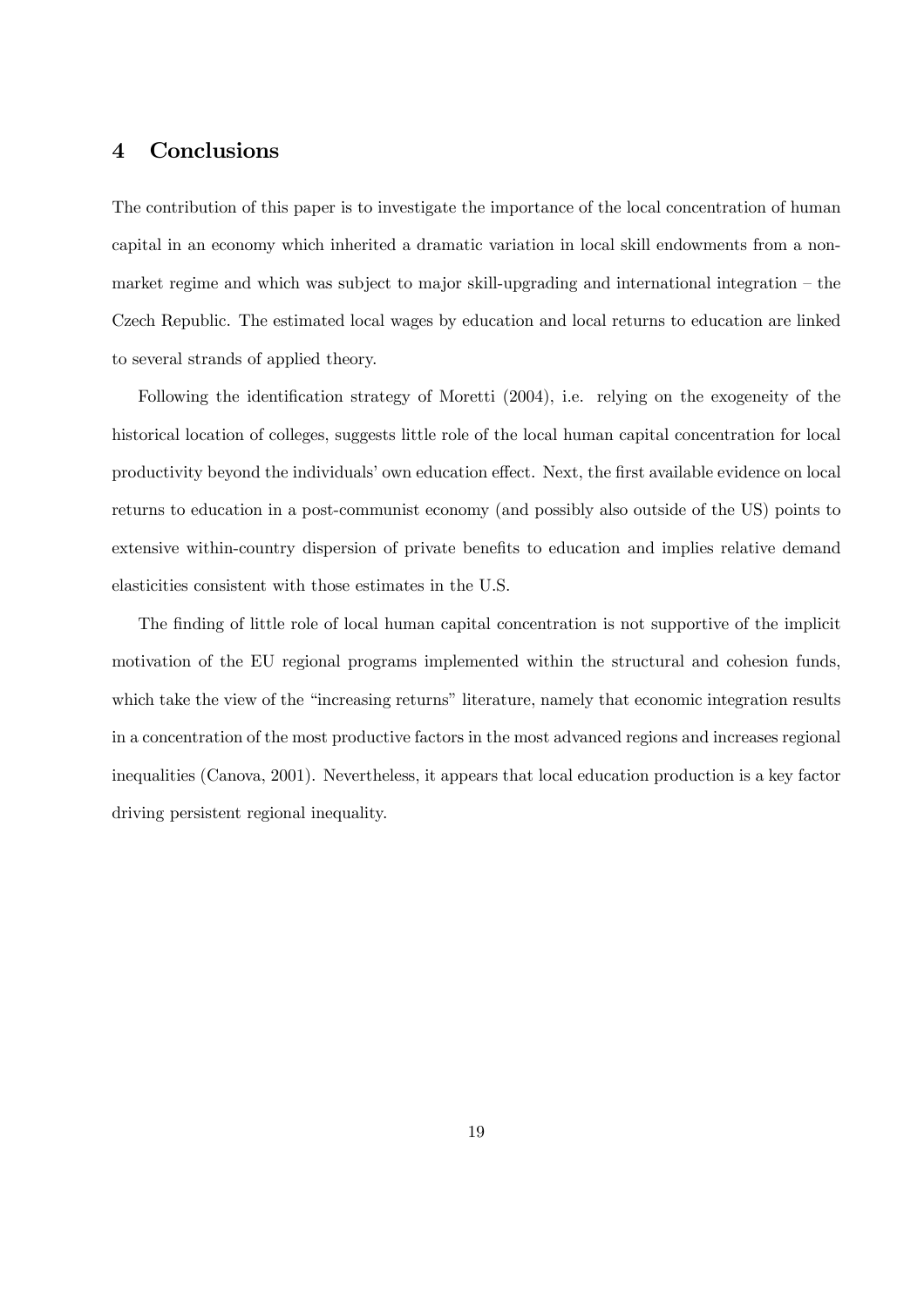## 4 Conclusions

The contribution of this paper is to investigate the importance of the local concentration of human capital in an economy which inherited a dramatic variation in local skill endowments from a non-market regime and which was subject to major skill-upgrading and international integration – the Czech Republic. The estimated local wages by education and local returns to education are linked to several strands of applied theory.

Following the identification strategy of Moretti (2004), i.e. relying on the exogeneity of the historical location of colleges, suggests little role of the local human capital concentration for local productivity beyond the individuals' own education effect. Next, the first available evidence on local returns to education in a post-communist economy (and possibly also outside of the US) points to extensive within-country dispersion of private benefits to education and implies relative demand elasticities consistent with those estimates in the U.S.

The finding of little role of local human capital concentration is not supportive of the implicit motivation of the EU regional programs implemented within the structural and cohesion funds, which take the view of the "increasing returns" literature, namely that economic integration results in a concentration of the most productive factors in the most advanced regions and increases regional inequalities (Canova, 2001). Nevertheless, it appears that local education production is a key factor driving persistent regional inequality.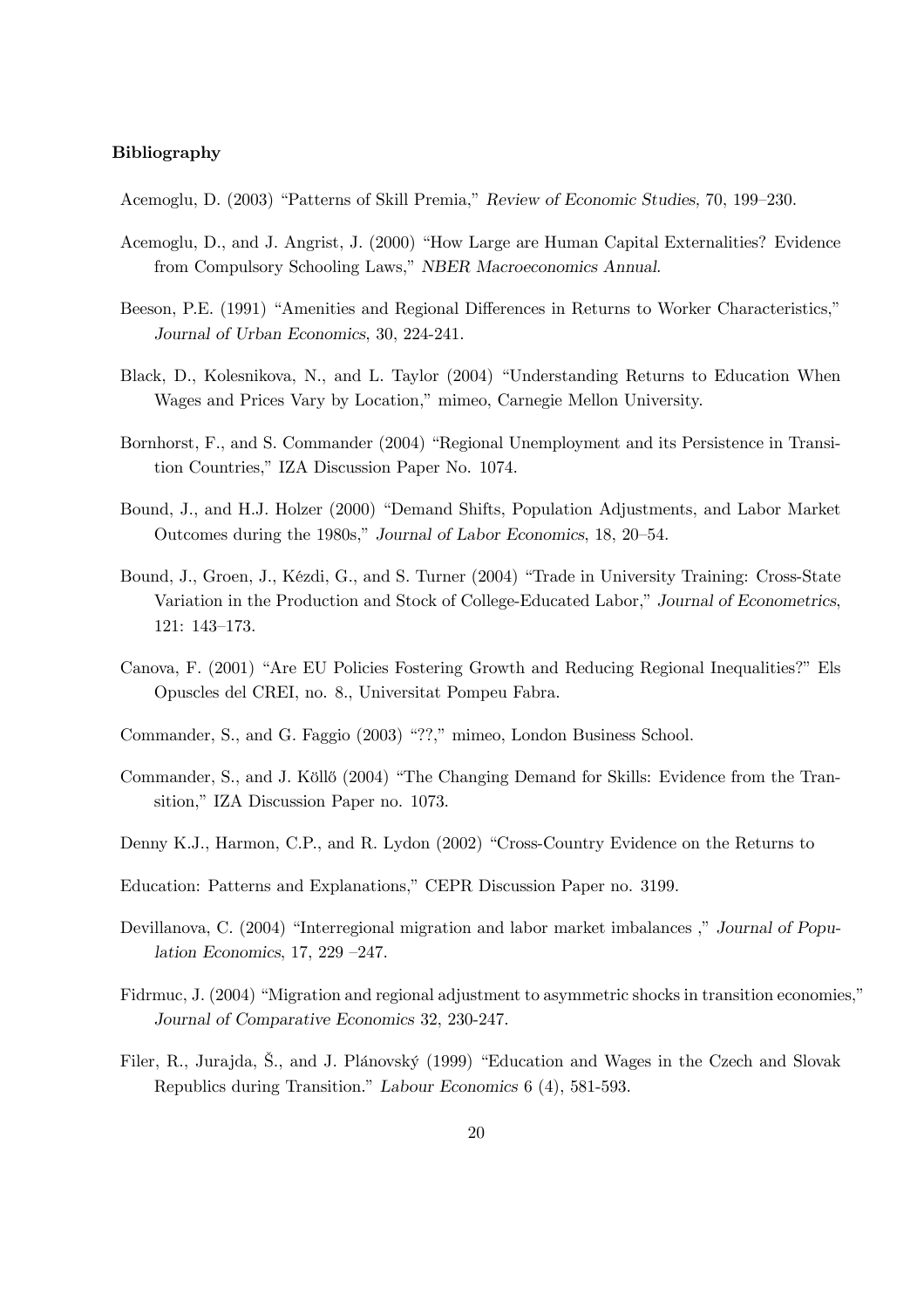**Bibliography**

Acemoglu, D. (2003) "Patterns of Skill Premia," *Review of Economic Studies*, 70, 199–230.

Acemoglu, D., and J. Angrist, J. (2000) "How Large are Human Capital Externalities? Evidence from Compulsory Schooling Laws," *NBER Macroeconomics Annual*.

Beeson, P.E. (1991) "Amenities and Regional Differences in Returns to Worker Characteristics," *Journal of Urban Economics*, 30, 224-241.

Black, D., Kolesnikova, N., and L. Taylor (2004) "Understanding Returns to Education When Wages and Prices Vary by Location," mimeo, Carnegie Mellon University.

Bornhorst, F., and S. Commander (2004) "Regional Unemployment and its Persistence in Transition Countries," IZA Discussion Paper No. 1074.

Bound, J., and H.J. Holzer (2000) "Demand Shifts, Population Adjustments, and Labor Market Outcomes during the 1980s," *Journal of Labor Economics*, 18, 20–54.

Bound, J., Groen, J., Kézdi, G., and S. Turner (2004) "Trade in University Training: Cross-State Variation in the Production and Stock of College-Educated Labor," *Journal of Econometrics*, 121: 143–173.

Canova, F. (2001) "Are EU Policies Fostering Growth and Reducing Regional Inequalities?" Els Opuscles del CREI, no. 8., Universitat Pompeu Fabra.

Commander, S., and G. Faggio (2003) "??," mimeo, London Business School.

Commander, S., and J. Köllő (2004) "The Changing Demand for Skills: Evidence from the Transition," IZA Discussion Paper no. 1073.

Denny K.J., Harmon, C.P., and R. Lydon (2002) "Cross-Country Evidence on the Returns to

Education: Patterns and Explanations," CEPR Discussion Paper no. 3199.

Devillanova, C. (2004) "Interregional migration and labor market imbalances ," *Journal of Population Economics*, 17, 229 –247.

Fidrmuc, J. (2004) "Migration and regional adjustment to asymmetric shocks in transition economies," *Journal of Comparative Economics* 32, 230-247.

Filer, R., Jurajda, Š., and J. Plánovský (1999) "Education and Wages in the Czech and Slovak Republics during Transition." *Labour Economics* 6 (4), 581-593.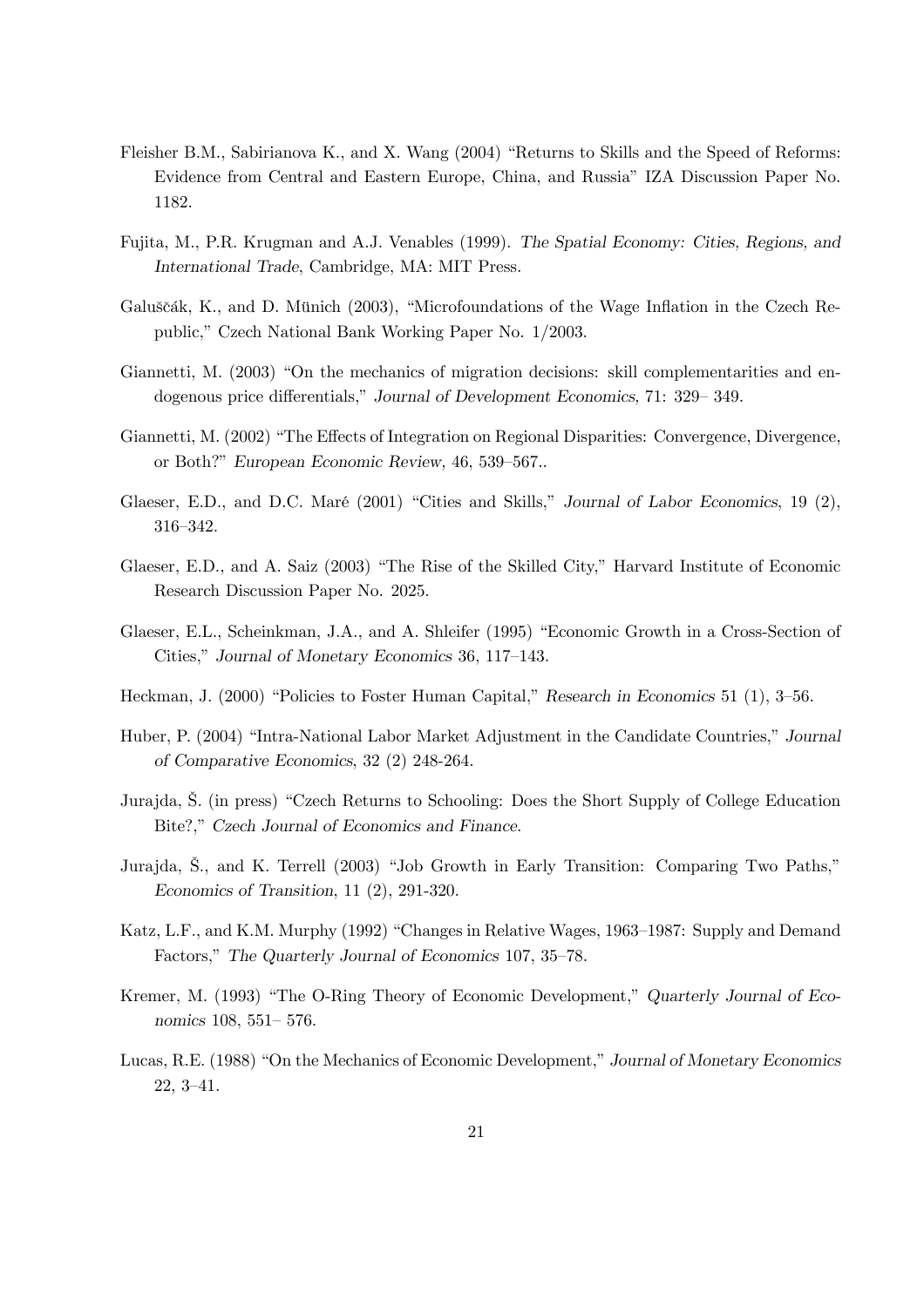Fleisher B.M., Sabirianova K., and X. Wang (2004) "Returns to Skills and the Speed of Reforms: Evidence from Central and Eastern Europe, China, and Russia" IZA Discussion Paper No. 1182.

Fujita, M., P.R. Krugman and A.J. Venables (1999). *The Spatial Economy: Cities, Regions, and International Trade*, Cambridge, MA: MIT Press.

Galuščák, K., and D. Münich (2003), "Microfoundations of the Wage Inflation in the Czech Republic," Czech National Bank Working Paper No. 1/2003.

Giannetti, M. (2003) "On the mechanics of migration decisions: skill complementarities and endogenous price differentials," *Journal of Development Economics*, 71: 329– 349.

Giannetti, M. (2002) "The Effects of Integration on Regional Disparities: Convergence, Divergence, or Both?" *European Economic Review*, 46, 539–567..

Glaeser, E.D., and D.C. Maré (2001) "Cities and Skills," *Journal of Labor Economics*, 19 (2), 316–342.

Glaeser, E.D., and A. Saiz (2003) "The Rise of the Skilled City," Harvard Institute of Economic Research Discussion Paper No. 2025.

Glaeser, E.L., Scheinkman, J.A., and A. Shleifer (1995) "Economic Growth in a Cross-Section of Cities," *Journal of Monetary Economics* 36, 117–143.

Heckman, J. (2000) "Policies to Foster Human Capital," *Research in Economics* 51 (1), 3–56.

Huber, P. (2004) "Intra-National Labor Market Adjustment in the Candidate Countries," *Journal of Comparative Economics*, 32 (2) 248-264.

Jurajda, Š. (in press) "Czech Returns to Schooling: Does the Short Supply of College Education Bite?," *Czech Journal of Economics and Finance*.

Jurajda, Š., and K. Terrell (2003) "Job Growth in Early Transition: Comparing Two Paths," *Economics of Transition*, 11 (2), 291-320.

Katz, L.F., and K.M. Murphy (1992) "Changes in Relative Wages, 1963–1987: Supply and Demand Factors," *The Quarterly Journal of Economics* 107, 35–78.

Kremer, M. (1993) "The O-Ring Theory of Economic Development," *Quarterly Journal of Economics* 108, 551– 576.

Lucas, R.E. (1988) "On the Mechanics of Economic Development," *Journal of Monetary Economics* 22, 3–41.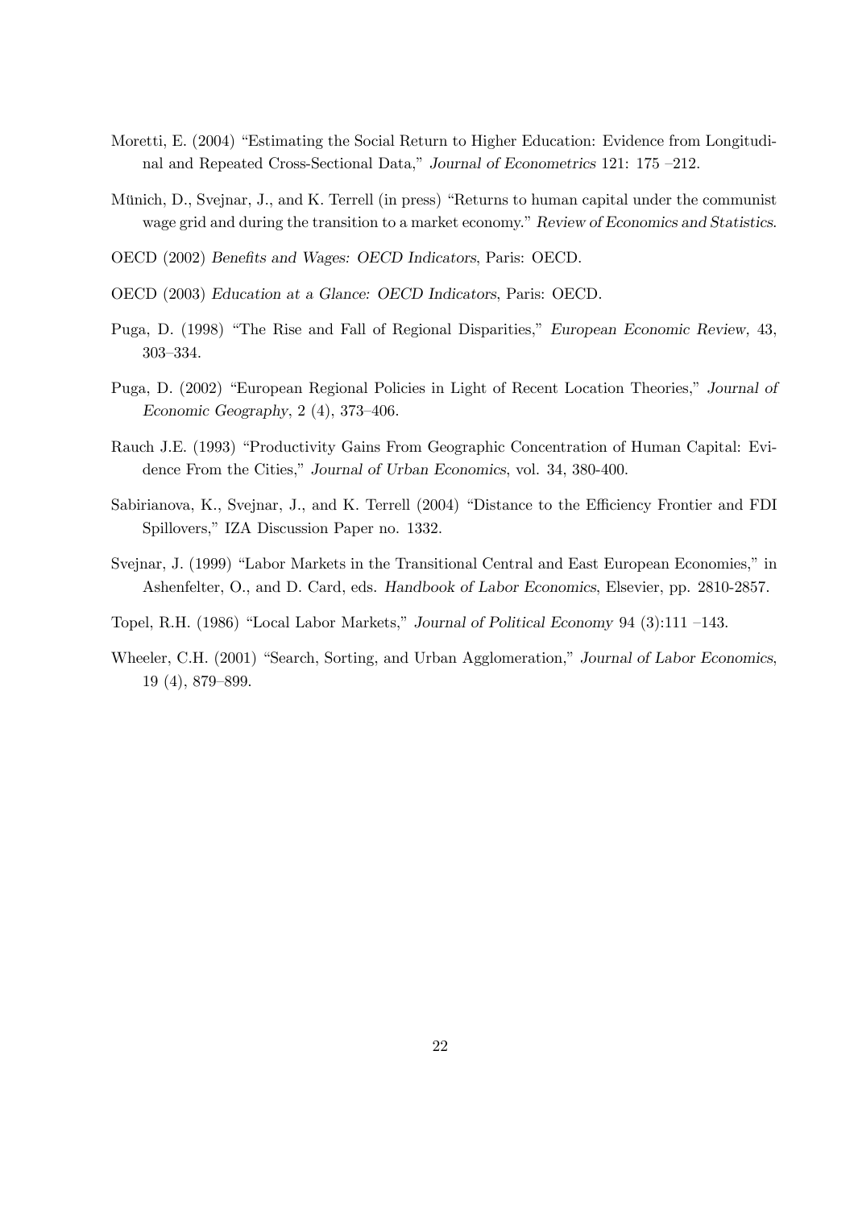Moretti, E. (2004) "Estimating the Social Return to Higher Education: Evidence from Longitudinal and Repeated Cross-Sectional Data," *Journal of Econometrics* 121: 175 –212.

Münich, D., Svejnar, J., and K. Terrell (in press) "Returns to human capital under the communist wage grid and during the transition to a market economy." *Review of Economics and Statistics*.

OECD (2002) *Benefits and Wages: OECD Indicators*, Paris: OECD.

OECD (2003) *Education at a Glance: OECD Indicators*, Paris: OECD.

Puga, D. (1998) "The Rise and Fall of Regional Disparities," *European Economic Review*, 43, 303–334.

Puga, D. (2002) "European Regional Policies in Light of Recent Location Theories," *Journal of Economic Geography*, 2 (4), 373–406.

Rauch J.E. (1993) "Productivity Gains From Geographic Concentration of Human Capital: Evidence From the Cities," *Journal of Urban Economics*, vol. 34, 380-400.

Sabirianova, K., Svejnar, J., and K. Terrell (2004) "Distance to the Efficiency Frontier and FDI Spillovers," IZA Discussion Paper no. 1332.

Svejnar, J. (1999) "Labor Markets in the Transitional Central and East European Economies," in Ashenfelter, O., and D. Card, eds. *Handbook of Labor Economics*, Elsevier, pp. 2810-2857.

Topel, R.H. (1986) "Local Labor Markets," *Journal of Political Economy* 94 (3):111 –143.

Wheeler, C.H. (2001) "Search, Sorting, and Urban Agglomeration," *Journal of Labor Economics*, 19 (4), 879–899.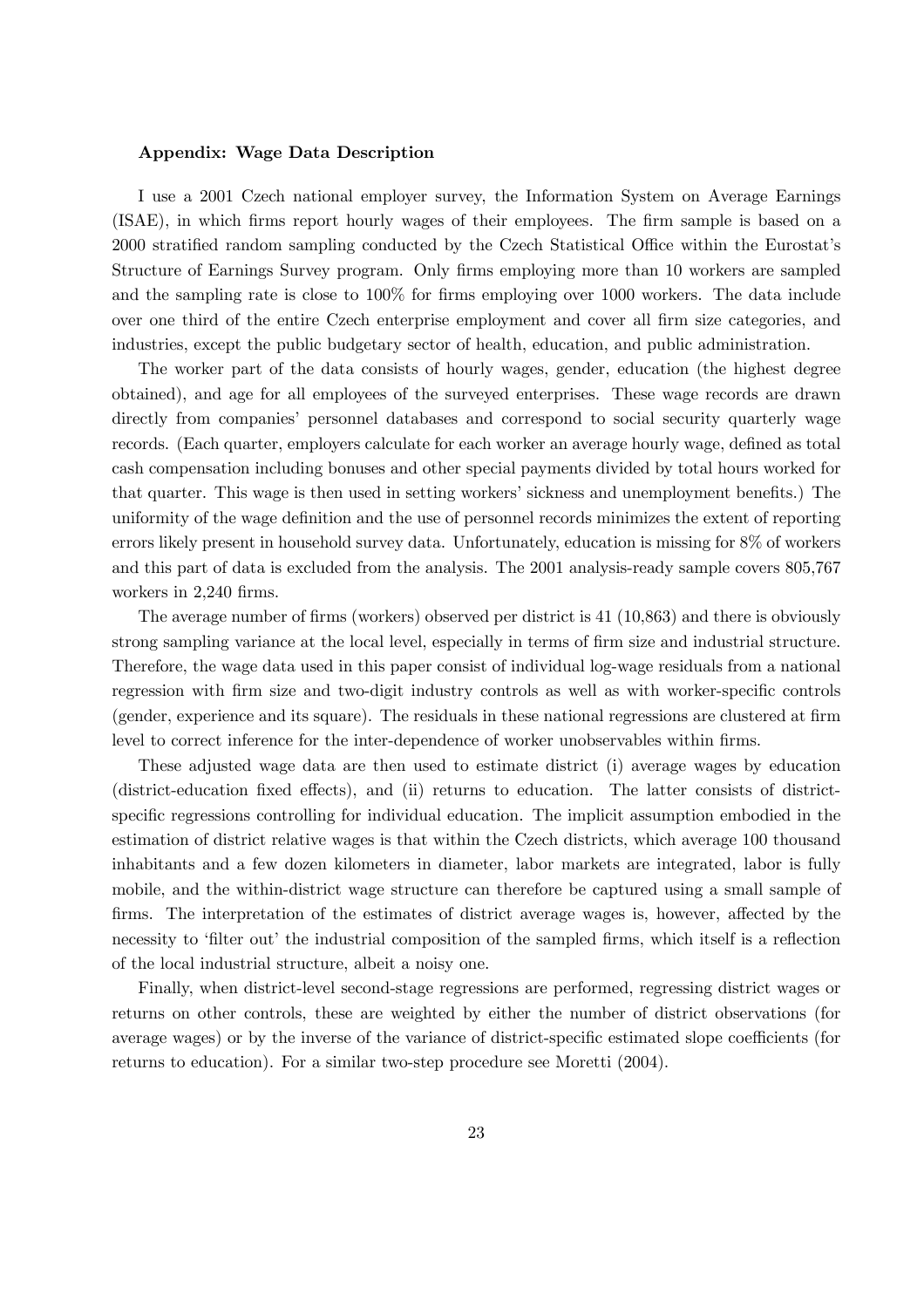**Appendix: Wage Data Description**

I use a 2001 Czech national employer survey, the Information System on Average Earnings (ISAE), in which firms report hourly wages of their employees. The firm sample is based on a 2000 stratified random sampling conducted by the Czech Statistical Office within the Eurostat's Structure of Earnings Survey program. Only firms employing more than 10 workers are sampled and the sampling rate is close to 100% for firms employing over 1000 workers. The data include over one third of the entire Czech enterprise employment and cover all firm size categories, and industries, except the public budgetary sector of health, education, and public administration.

The worker part of the data consists of hourly wages, gender, education (the highest degree obtained), and age for all employees of the surveyed enterprises. These wage records are drawn directly from companies' personnel databases and correspond to social security quarterly wage records. (Each quarter, employers calculate for each worker an average hourly wage, defined as total cash compensation including bonuses and other special payments divided by total hours worked for that quarter. This wage is then used in setting workers' sickness and unemployment benefits.) The uniformity of the wage definition and the use of personnel records minimizes the extent of reporting errors likely present in household survey data. Unfortunately, education is missing for 8% of workers and this part of data is excluded from the analysis. The 2001 analysis-ready sample covers 805,767 workers in 2,240 firms.

The average number of firms (workers) observed per district is 41 (10,863) and there is obviously strong sampling variance at the local level, especially in terms of firm size and industrial structure. Therefore, the wage data used in this paper consist of individual log-wage residuals from a national regression with firm size and two-digit industry controls as well as with worker-specific controls (gender, experience and its square). The residuals in these national regressions are clustered at firm level to correct inference for the inter-dependence of worker unobservables within firms.

These adjusted wage data are then used to estimate district (i) average wages by education (district-education fixed effects), and (ii) returns to education. The latter consists of district-specific regressions controlling for individual education. The implicit assumption embodied in the estimation of district relative wages is that within the Czech districts, which average 100 thousand inhabitants and a few dozen kilometers in diameter, labor markets are integrated, labor is fully mobile, and the within-district wage structure can therefore be captured using a small sample of firms. The interpretation of the estimates of district average wages is, however, affected by the necessity to 'filter out' the industrial composition of the sampled firms, which itself is a reflection of the local industrial structure, albeit a noisy one.

Finally, when district-level second-stage regressions are performed, regressing district wages or returns on other controls, these are weighted by either the number of district observations (for average wages) or by the inverse of the variance of district-specific estimated slope coefficients (for returns to education). For a similar two-step procedure see Moretti (2004).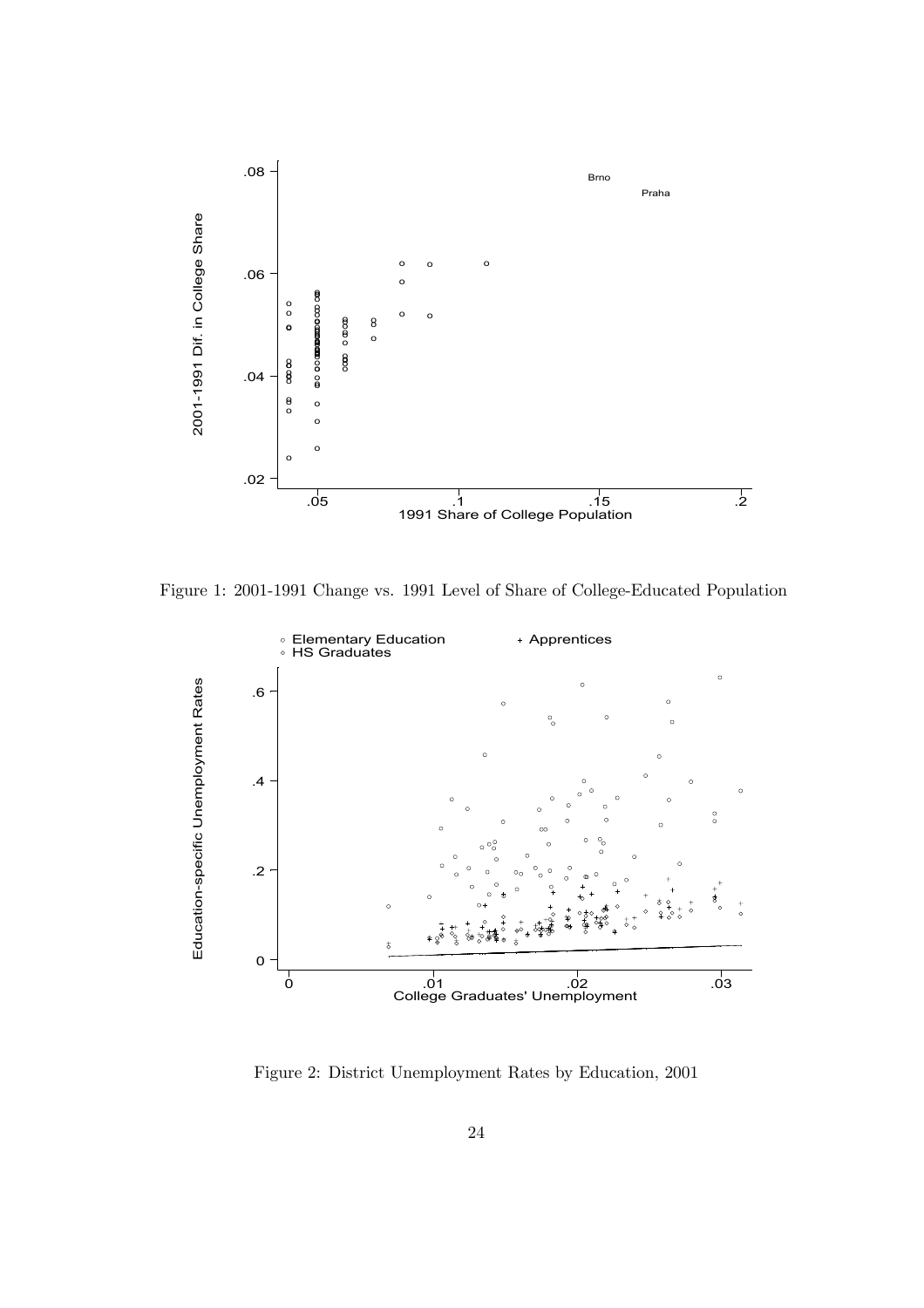Figure 1: 2001-1991 Change vs. 1991 Level of Share of College-Educated Population

Figure 2: District Unemployment Rates by Education, 2001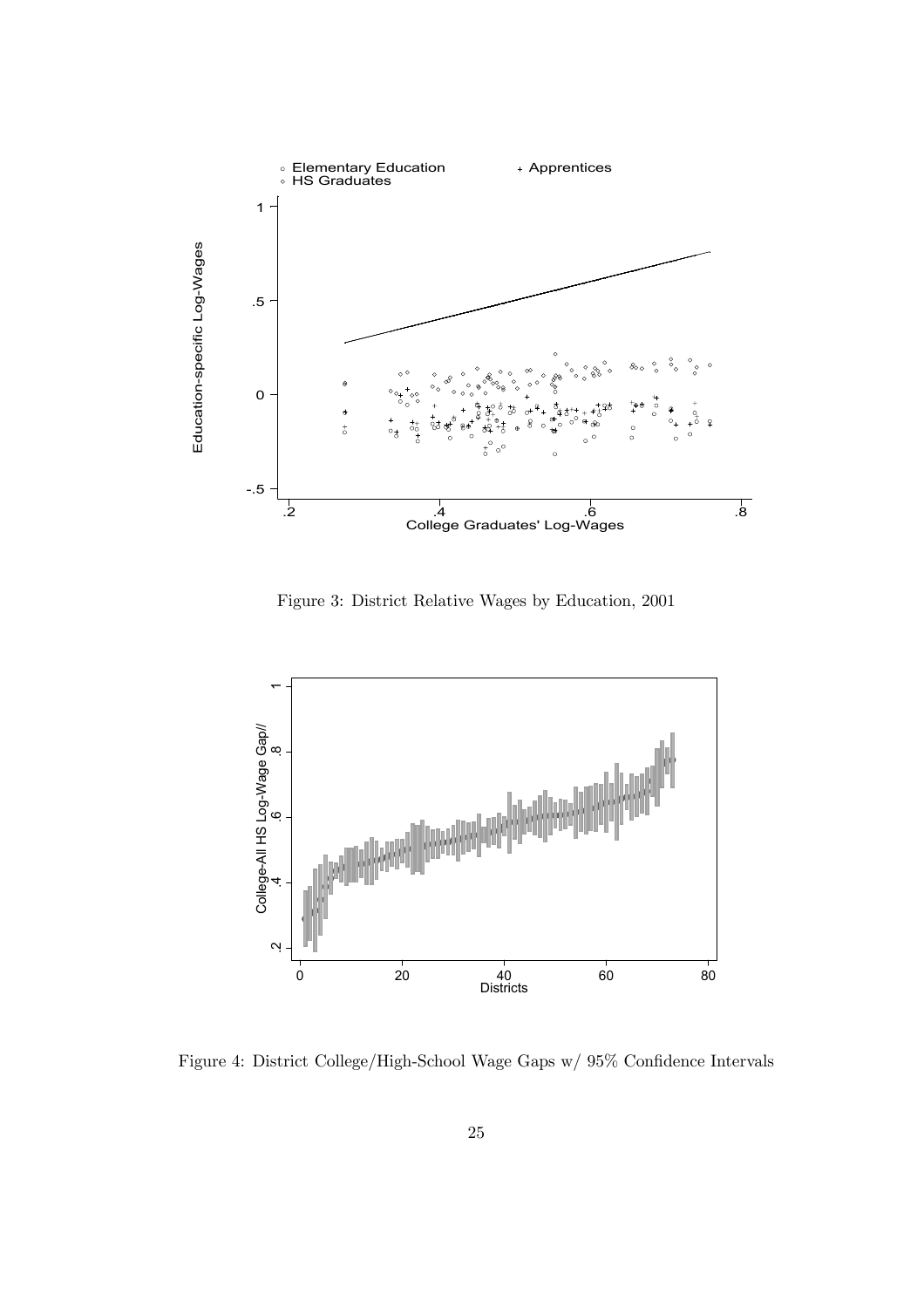Figure 3: District Relative Wages by Education, 2001

Figure 4: District College/High-School Wage Gaps w/ 95% Confidence Intervals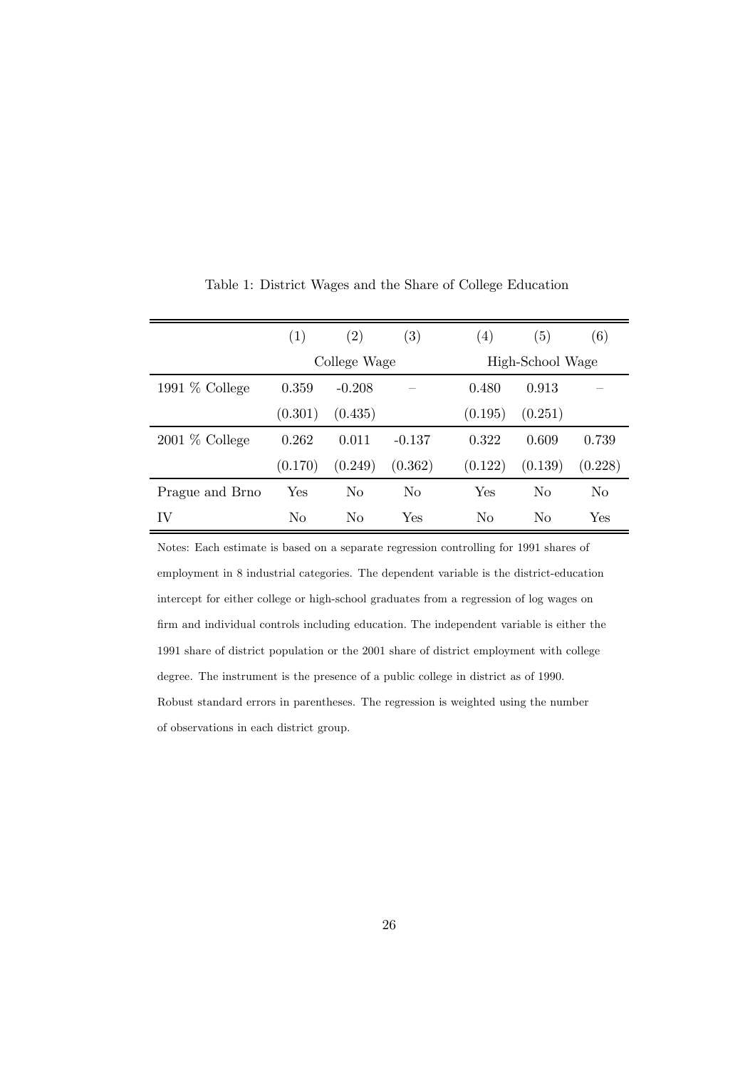Table 1: District Wages and the Share of College Education

| | (1) | (2) | (3) | (4) | (5) | (6) |
|---|---|---|---|---|---|---|
| | College Wage | | | High-School Wage | | |
| 1991 % College | 0.359 | -0.208 | – | 0.480 | 0.913 | – |
| | (0.301) | (0.435) | | (0.195) | (0.251) | |
| 2001 % College | 0.262 | 0.011 | -0.137 | 0.322 | 0.609 | 0.739 |
| | (0.170) | (0.249) | (0.362) | (0.122) | (0.139) | (0.228) |
| Prague and Brno | Yes | No | No | Yes | No | No |
| IV | No | No | Yes | No | No | Yes |

Notes: Each estimate is based on a separate regression controlling for 1991 shares of employment in 8 industrial categories. The dependent variable is the district-education intercept for either college or high-school graduates from a regression of log wages on firm and individual controls including education. The independent variable is either the 1991 share of district population or the 2001 share of district employment with college degree. The instrument is the presence of a public college in district as of 1990. Robust standard errors in parentheses. The regression is weighted using the number of observations in each district group.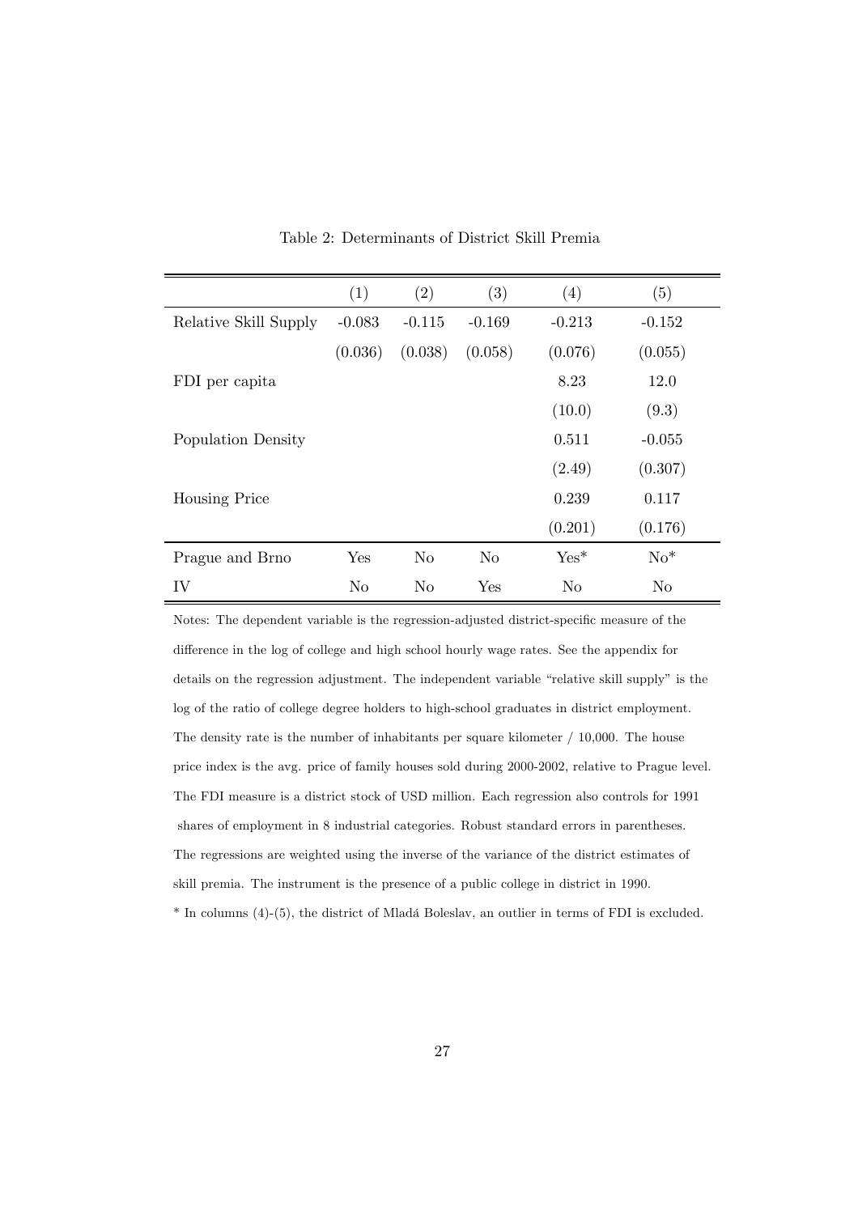Table 2: Determinants of District Skill Premia

| | (1) | (2) | (3) | (4) | (5) |
|---|---|---|---|---|---|
| Relative Skill Supply | -0.083 | -0.115 | -0.169 | -0.213 | -0.152 |
| | (0.036) | (0.038) | (0.058) | (0.076) | (0.055) |
| FDI per capita | | | | 8.23 | 12.0 |
| | | | | (10.0) | (9.3) |
| Population Density | | | | 0.511 | -0.055 |
| | | | | (2.49) | (0.307) |
| Housing Price | | | | 0.239 | 0.117 |
| | | | | (0.201) | (0.176) |
| Prague and Brno | Yes | No | No | Yes* | No* |
| IV | No | No | Yes | No | No |

Notes: The dependent variable is the regression-adjusted district-specific measure of the difference in the log of college and high school hourly wage rates. See the appendix for details on the regression adjustment. The independent variable "relative skill supply" is the log of the ratio of college degree holders to high-school graduates in district employment. The density rate is the number of inhabitants per square kilometer / 10,000. The house price index is the avg. price of family houses sold during 2000-2002, relative to Prague level. The FDI measure is a district stock of USD million. Each regression also controls for 1991 shares of employment in 8 industrial categories. Robust standard errors in parentheses. The regressions are weighted using the inverse of the variance of the district estimates of skill premia. The instrument is the presence of a public college in district in 1990.

* In columns (4)-(5), the district of Mladá Boleslav, an outlier in terms of FDI is excluded.